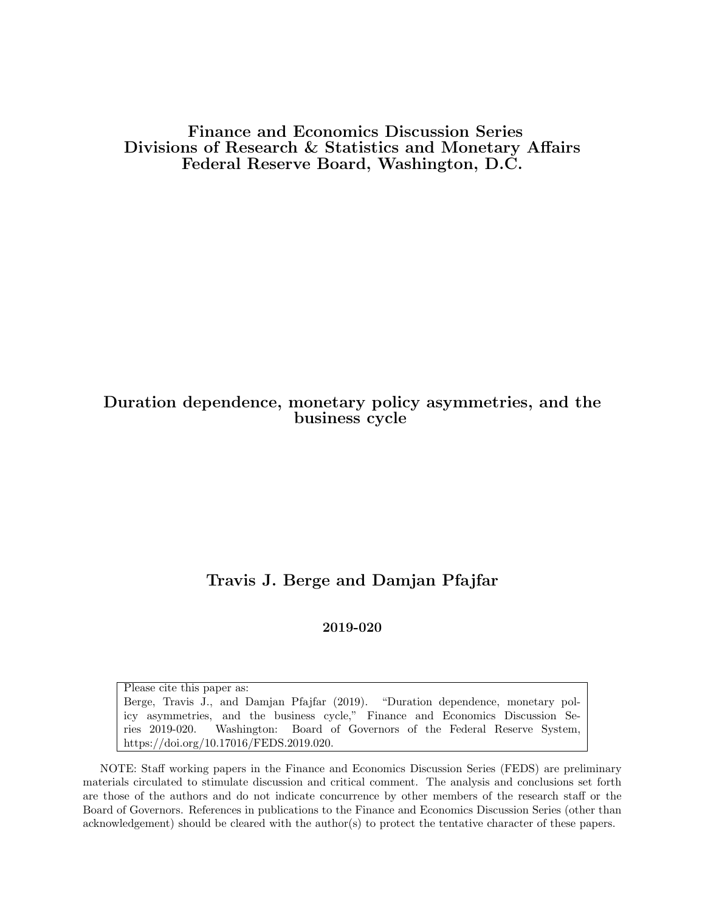**Finance and Economics Discussion Series**
**Divisions of Research & Statistics and Monetary Affairs**
**Federal Reserve Board, Washington, D.C.**

# Duration dependence, monetary policy asymmetries, and the business cycle

**Travis J. Berge and Damjan Pfajfar**

**2019-020**

Please cite this paper as:
Berge, Travis J., and Damjan Pfajfar (2019). "Duration dependence, monetary policy asymmetries, and the business cycle," Finance and Economics Discussion Series 2019-020. Washington: Board of Governors of the Federal Reserve System, https://doi.org/10.17016/FEDS.2019.020.

NOTE: Staff working papers in the Finance and Economics Discussion Series (FEDS) are preliminary materials circulated to stimulate discussion and critical comment. The analysis and conclusions set forth are those of the authors and do not indicate concurrence by other members of the research staff or the Board of Governors. References in publications to the Finance and Economics Discussion Series (other than acknowledgement) should be cleared with the author(s) to protect the tentative character of these papers.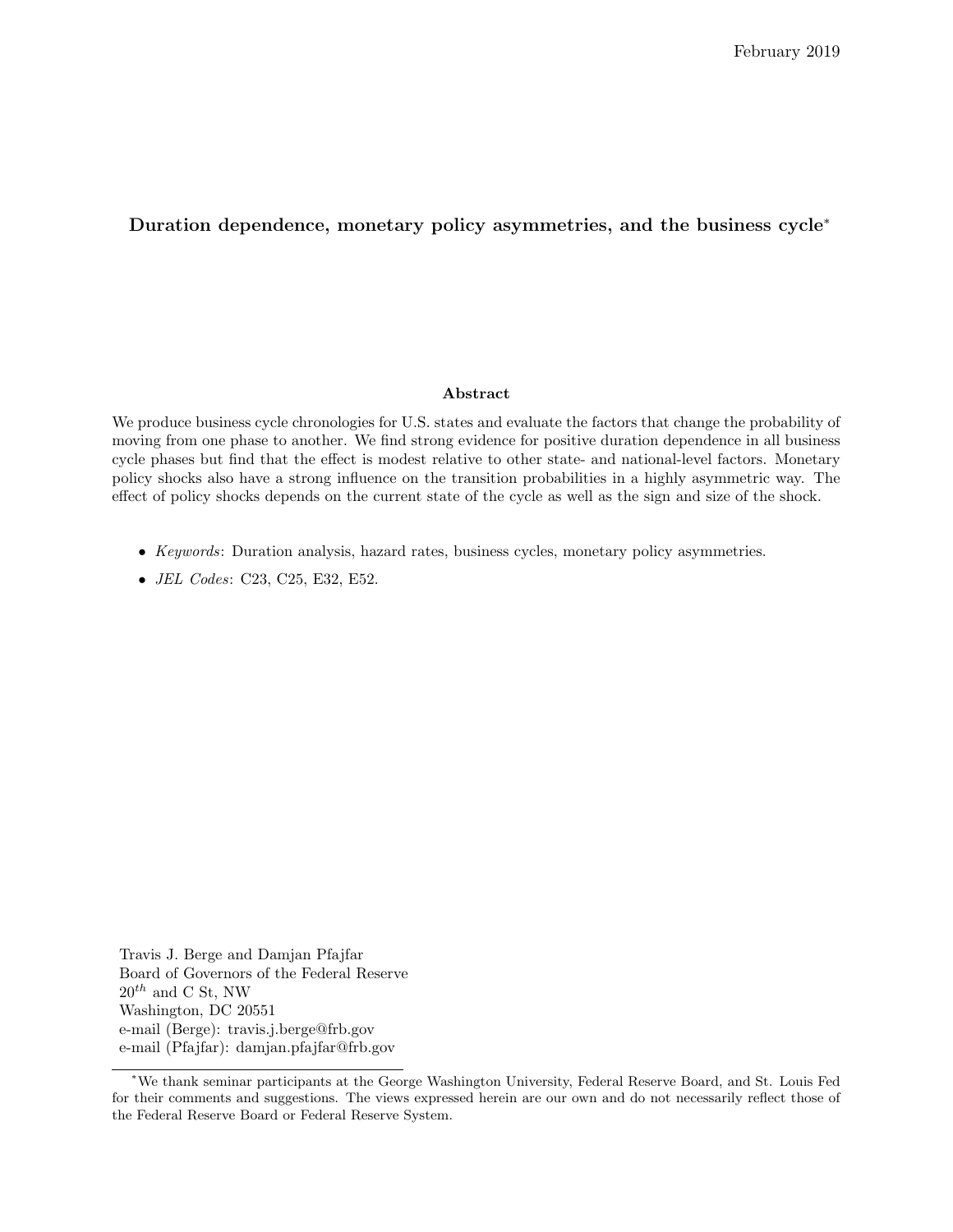February 2019

**Duration dependence, monetary policy asymmetries, and the business cycle***

**Abstract**

We produce business cycle chronologies for U.S. states and evaluate the factors that change the probability of moving from one phase to another. We find strong evidence for positive duration dependence in all business cycle phases but find that the effect is modest relative to other state- and national-level factors. Monetary policy shocks also have a strong influence on the transition probabilities in a highly asymmetric way. The effect of policy shocks depends on the current state of the cycle as well as the sign and size of the shock.

- *Keywords*: Duration analysis, hazard rates, business cycles, monetary policy asymmetries.
- *JEL Codes*: C23, C25, E32, E52.

Travis J. Berge and Damjan Pfajfar
Board of Governors of the Federal Reserve
$20^{th}$ and C St, NW
Washington, DC 20551
e-mail (Berge): travis.j.berge@frb.gov
e-mail (Pfajfar): damjan.pfajfar@frb.gov

*We thank seminar participants at the George Washington University, Federal Reserve Board, and St. Louis Fed for their comments and suggestions. The views expressed herein are our own and do not necessarily reflect those of the Federal Reserve Board or Federal Reserve System.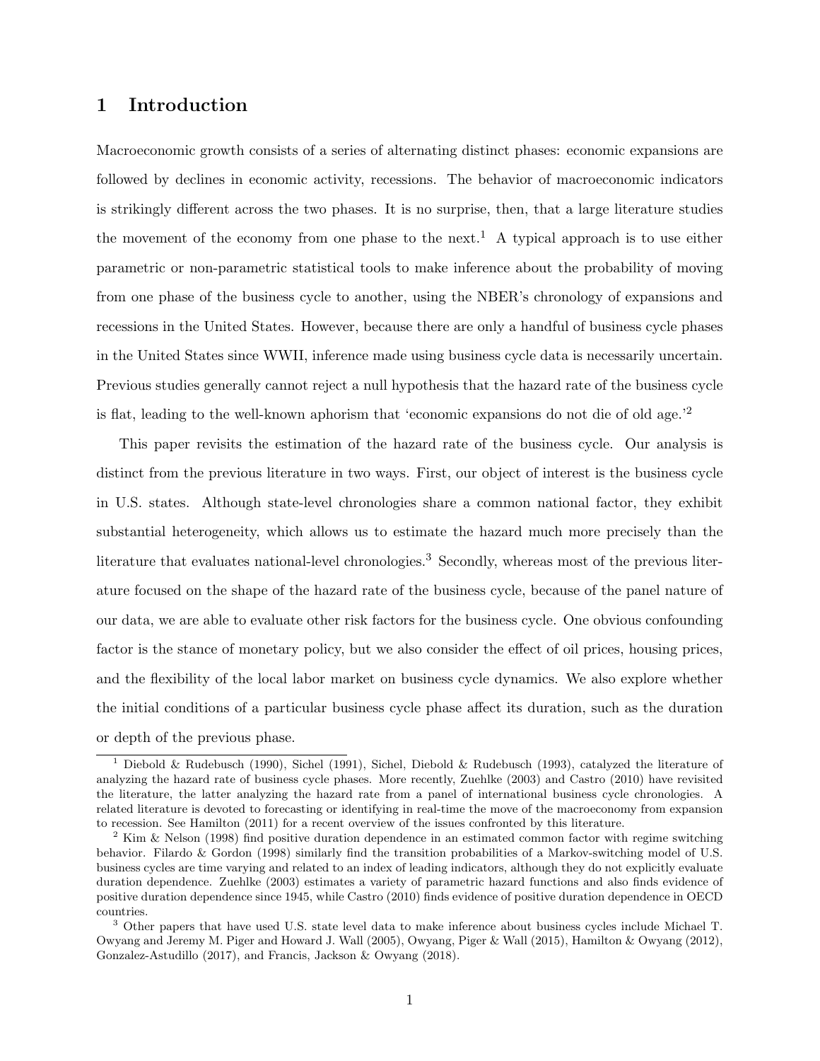# 1 Introduction

Macroeconomic growth consists of a series of alternating distinct phases: economic expansions are followed by declines in economic activity, recessions. The behavior of macroeconomic indicators is strikingly different across the two phases. It is no surprise, then, that a large literature studies the movement of the economy from one phase to the next.[1] A typical approach is to use either parametric or non-parametric statistical tools to make inference about the probability of moving from one phase of the business cycle to another, using the NBER's chronology of expansions and recessions in the United States. However, because there are only a handful of business cycle phases in the United States since WWII, inference made using business cycle data is necessarily uncertain. Previous studies generally cannot reject a null hypothesis that the hazard rate of the business cycle is flat, leading to the well-known aphorism that 'economic expansions do not die of old age.'[2]

This paper revisits the estimation of the hazard rate of the business cycle. Our analysis is distinct from the previous literature in two ways. First, our object of interest is the business cycle in U.S. states. Although state-level chronologies share a common national factor, they exhibit substantial heterogeneity, which allows us to estimate the hazard much more precisely than the literature that evaluates national-level chronologies.[3] Secondly, whereas most of the previous literature focused on the shape of the hazard rate of the business cycle, because of the panel nature of our data, we are able to evaluate other risk factors for the business cycle. One obvious confounding factor is the stance of monetary policy, but we also consider the effect of oil prices, housing prices, and the flexibility of the local labor market on business cycle dynamics. We also explore whether the initial conditions of a particular business cycle phase affect its duration, such as the duration or depth of the previous phase.

---

[1] Diebold & Rudebusch (1990), Sichel (1991), Sichel, Diebold & Rudebusch (1993), catalyzed the literature of analyzing the hazard rate of business cycle phases. More recently, Zuehlke (2003) and Castro (2010) have revisited the literature, the latter analyzing the hazard rate from a panel of international business cycle chronologies. A related literature is devoted to forecasting or identifying in real-time the move of the macroeconomy from expansion to recession. See Hamilton (2011) for a recent overview of the issues confronted by this literature.

[2] Kim & Nelson (1998) find positive duration dependence in an estimated common factor with regime switching behavior. Filardo & Gordon (1998) similarly find the transition probabilities of a Markov-switching model of U.S. business cycles are time varying and related to an index of leading indicators, although they do not explicitly evaluate duration dependence. Zuehlke (2003) estimates a variety of parametric hazard functions and also finds evidence of positive duration dependence since 1945, while Castro (2010) finds evidence of positive duration dependence in OECD countries.

[3] Other papers that have used U.S. state level data to make inference about business cycles include Michael T. Owyang and Jeremy M. Piger and Howard J. Wall (2005), Owyang, Piger & Wall (2015), Hamilton & Owyang (2012), Gonzalez-Astudillo (2017), and Francis, Jackson & Owyang (2018).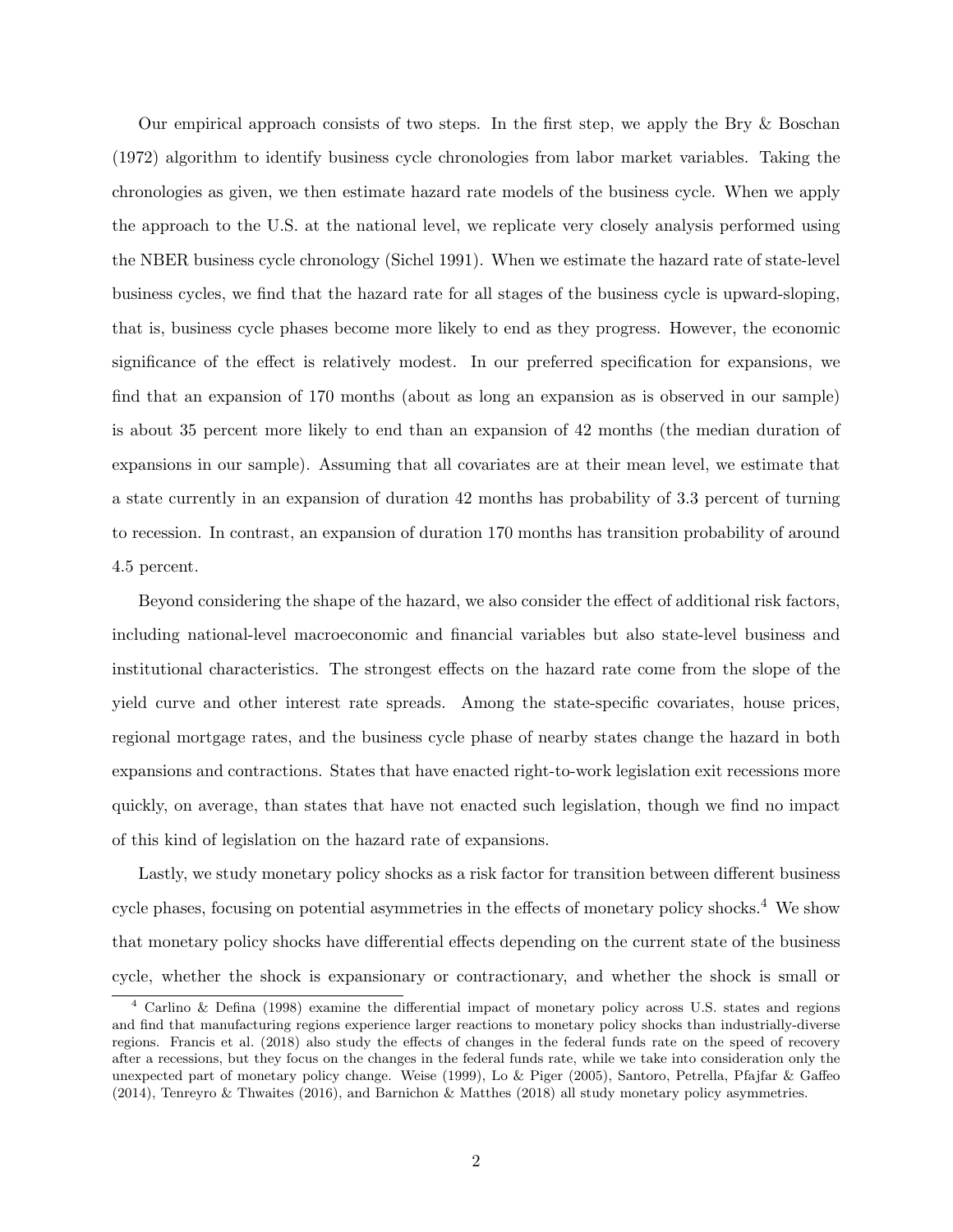Our empirical approach consists of two steps. In the first step, we apply the Bry & Boschan (1972) algorithm to identify business cycle chronologies from labor market variables. Taking the chronologies as given, we then estimate hazard rate models of the business cycle. When we apply the approach to the U.S. at the national level, we replicate very closely analysis performed using the NBER business cycle chronology (Sichel 1991). When we estimate the hazard rate of state-level business cycles, we find that the hazard rate for all stages of the business cycle is upward-sloping, that is, business cycle phases become more likely to end as they progress. However, the economic significance of the effect is relatively modest. In our preferred specification for expansions, we find that an expansion of 170 months (about as long an expansion as is observed in our sample) is about 35 percent more likely to end than an expansion of 42 months (the median duration of expansions in our sample). Assuming that all covariates are at their mean level, we estimate that a state currently in an expansion of duration 42 months has probability of 3.3 percent of turning to recession. In contrast, an expansion of duration 170 months has transition probability of around 4.5 percent.

Beyond considering the shape of the hazard, we also consider the effect of additional risk factors, including national-level macroeconomic and financial variables but also state-level business and institutional characteristics. The strongest effects on the hazard rate come from the slope of the yield curve and other interest rate spreads. Among the state-specific covariates, house prices, regional mortgage rates, and the business cycle phase of nearby states change the hazard in both expansions and contractions. States that have enacted right-to-work legislation exit recessions more quickly, on average, than states that have not enacted such legislation, though we find no impact of this kind of legislation on the hazard rate of expansions.

Lastly, we study monetary policy shocks as a risk factor for transition between different business cycle phases, focusing on potential asymmetries in the effects of monetary policy shocks.[4] We show that monetary policy shocks have differential effects depending on the current state of the business cycle, whether the shock is expansionary or contractionary, and whether the shock is small or

[4] Carlino & Defina (1998) examine the differential impact of monetary policy across U.S. states and regions and find that manufacturing regions experience larger reactions to monetary policy shocks than industrially-diverse regions. Francis et al. (2018) also study the effects of changes in the federal funds rate on the speed of recovery after a recessions, but they focus on the changes in the federal funds rate, while we take into consideration only the unexpected part of monetary policy change. Weise (1999), Lo & Piger (2005), Santoro, Petrella, Pfajfar & Gaffeo (2014), Tenreyro & Thwaites (2016), and Barnichon & Matthes (2018) all study monetary policy asymmetries.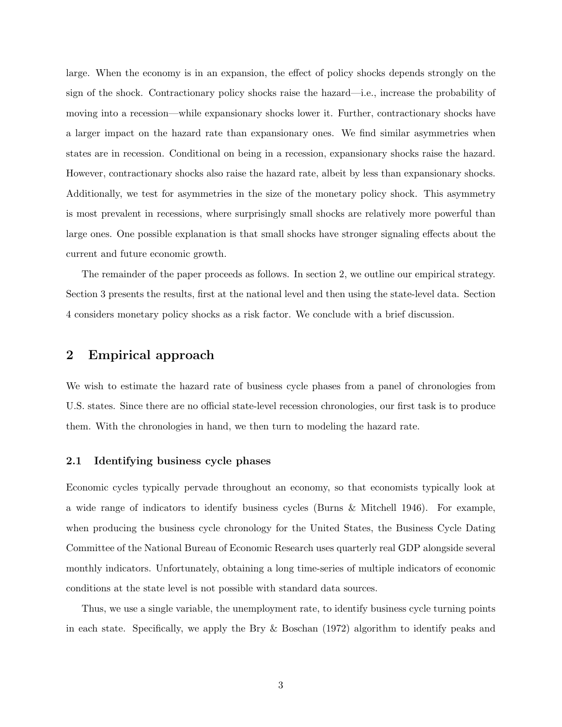large. When the economy is in an expansion, the effect of policy shocks depends strongly on the sign of the shock. Contractionary policy shocks raise the hazard—i.e., increase the probability of moving into a recession—while expansionary shocks lower it. Further, contractionary shocks have a larger impact on the hazard rate than expansionary ones. We find similar asymmetries when states are in recession. Conditional on being in a recession, expansionary shocks raise the hazard. However, contractionary shocks also raise the hazard rate, albeit by less than expansionary shocks. Additionally, we test for asymmetries in the size of the monetary policy shock. This asymmetry is most prevalent in recessions, where surprisingly small shocks are relatively more powerful than large ones. One possible explanation is that small shocks have stronger signaling effects about the current and future economic growth.

The remainder of the paper proceeds as follows. In section 2, we outline our empirical strategy. Section 3 presents the results, first at the national level and then using the state-level data. Section 4 considers monetary policy shocks as a risk factor. We conclude with a brief discussion.

## 2 Empirical approach

We wish to estimate the hazard rate of business cycle phases from a panel of chronologies from U.S. states. Since there are no official state-level recession chronologies, our first task is to produce them. With the chronologies in hand, we then turn to modeling the hazard rate.

### 2.1 Identifying business cycle phases

Economic cycles typically pervade throughout an economy, so that economists typically look at a wide range of indicators to identify business cycles (Burns & Mitchell 1946). For example, when producing the business cycle chronology for the United States, the Business Cycle Dating Committee of the National Bureau of Economic Research uses quarterly real GDP alongside several monthly indicators. Unfortunately, obtaining a long time-series of multiple indicators of economic conditions at the state level is not possible with standard data sources.

Thus, we use a single variable, the unemployment rate, to identify business cycle turning points in each state. Specifically, we apply the Bry & Boschan (1972) algorithm to identify peaks and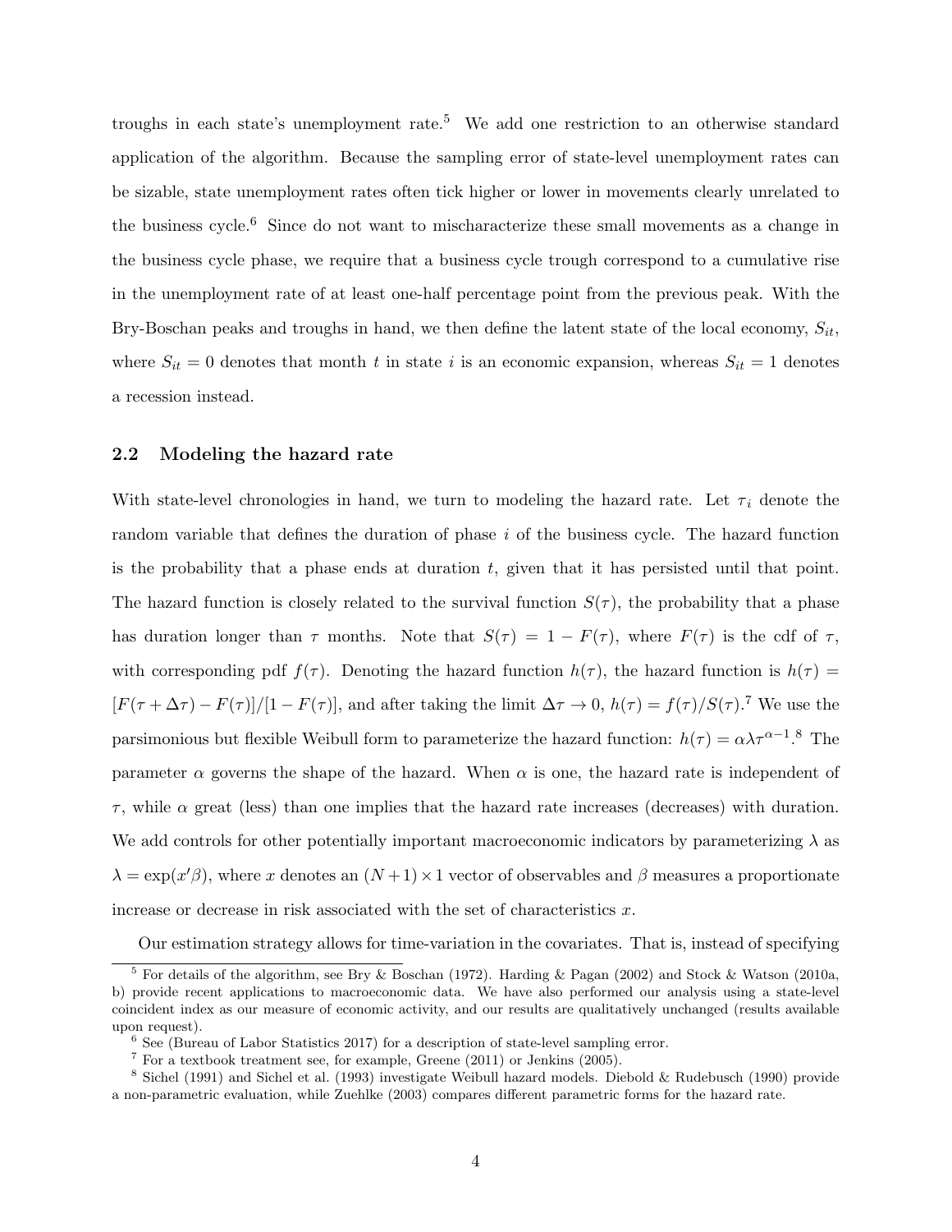troughs in each state's unemployment rate.[5] We add one restriction to an otherwise standard application of the algorithm. Because the sampling error of state-level unemployment rates can be sizable, state unemployment rates often tick higher or lower in movements clearly unrelated to the business cycle.[6] Since do not want to mischaracterize these small movements as a change in the business cycle phase, we require that a business cycle trough correspond to a cumulative rise in the unemployment rate of at least one-half percentage point from the previous peak. With the Bry-Boschan peaks and troughs in hand, we then define the latent state of the local economy, $S_{it}$, where $S_{it} = 0$ denotes that month $t$ in state $i$ is an economic expansion, whereas $S_{it} = 1$ denotes a recession instead.

### 2.2 Modeling the hazard rate

With state-level chronologies in hand, we turn to modeling the hazard rate. Let $\tau_i$ denote the random variable that defines the duration of phase $i$ of the business cycle. The hazard function is the probability that a phase ends at duration $t$, given that it has persisted until that point. The hazard function is closely related to the survival function $S(\tau)$, the probability that a phase has duration longer than $\tau$ months. Note that $S(\tau) = 1 - F(\tau)$, where $F(\tau)$ is the cdf of $\tau$, with corresponding pdf $f(\tau)$. Denoting the hazard function $h(\tau)$, the hazard function is $h(\tau) = [F(\tau + \Delta\tau) - F(\tau)]/[1 - F(\tau)]$, and after taking the limit $\Delta\tau \to 0$, $h(\tau) = f(\tau)/S(\tau)$.[7] We use the parsimonious but flexible Weibull form to parameterize the hazard function: $h(\tau) = \alpha\lambda\tau^{\alpha-1}$.[8] The parameter $\alpha$ governs the shape of the hazard. When $\alpha$ is one, the hazard rate is independent of $\tau$, while $\alpha$ great (less) than one implies that the hazard rate increases (decreases) with duration. We add controls for other potentially important macroeconomic indicators by parameterizing $\lambda$ as $\lambda = \exp(x'\beta)$, where $x$ denotes an $(N+1) \times 1$ vector of observables and $\beta$ measures a proportionate increase or decrease in risk associated with the set of characteristics $x$.

Our estimation strategy allows for time-variation in the covariates. That is, instead of specifying

---

[5] For details of the algorithm, see Bry & Boschan (1972). Harding & Pagan (2002) and Stock & Watson (2010a, b) provide recent applications to macroeconomic data. We have also performed our analysis using a state-level coincident index as our measure of economic activity, and our results are qualitatively unchanged (results available upon request).

[6] See (Bureau of Labor Statistics 2017) for a description of state-level sampling error.

[7] For a textbook treatment see, for example, Greene (2011) or Jenkins (2005).

[8] Sichel (1991) and Sichel et al. (1993) investigate Weibull hazard models. Diebold & Rudebusch (1990) provide a non-parametric evaluation, while Zuehlke (2003) compares different parametric forms for the hazard rate.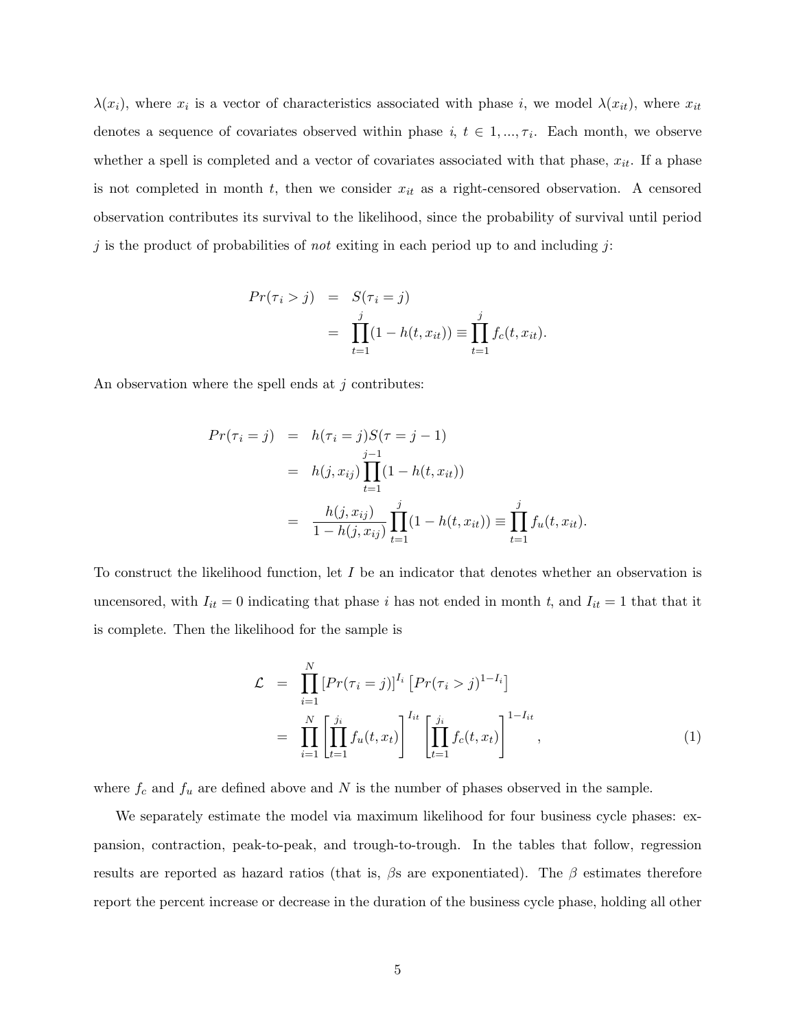$\lambda(x_i)$, where $x_i$ is a vector of characteristics associated with phase $i$, we model $\lambda(x_{it})$, where $x_{it}$ denotes a sequence of covariates observed within phase $i$, $t \in 1, ..., \tau_i$. Each month, we observe whether a spell is completed and a vector of covariates associated with that phase, $x_{it}$. If a phase is not completed in month $t$, then we consider $x_{it}$ as a right-censored observation. A censored observation contributes its survival to the likelihood, since the probability of survival until period $j$ is the product of probabilities of *not* exiting in each period up to and including $j$:

$$
\begin{aligned}
Pr(\tau_i > j) &= S(\tau_i = j) \\
&= \prod_{t=1}^{j}(1 - h(t, x_{it})) \equiv \prod_{t=1}^{j} f_c(t, x_{it}).
\end{aligned}
$$

An observation where the spell ends at $j$ contributes:

$$
\begin{aligned}
Pr(\tau_i = j) &= h(\tau_i = j)S(\tau = j - 1) \\
&= h(j, x_{ij}) \prod_{t=1}^{j-1}(1 - h(t, x_{it})) \\
&= \frac{h(j, x_{ij})}{1 - h(j, x_{ij})} \prod_{t=1}^{j}(1 - h(t, x_{it})) \equiv \prod_{t=1}^{j} f_u(t, x_{it}).
\end{aligned}
$$

To construct the likelihood function, let $I$ be an indicator that denotes whether an observation is uncensored, with $I_{it} = 0$ indicating that phase $i$ has not ended in month $t$, and $I_{it} = 1$ that that it is complete. Then the likelihood for the sample is

$$
\begin{aligned}
\mathcal{L} &= \prod_{i=1}^{N} \left[Pr(\tau_i = j)\right]^{I_i} \left[Pr(\tau_i > j)^{1-I_i}\right] \\
&= \prod_{i=1}^{N} \left[\prod_{t=1}^{j_i} f_u(t, x_t)\right]^{I_{it}} \left[\prod_{t=1}^{j_i} f_c(t, x_t)\right]^{1-I_{it}},
\end{aligned}
\tag{1}
$$

where $f_c$ and $f_u$ are defined above and $N$ is the number of phases observed in the sample.

We separately estimate the model via maximum likelihood for four business cycle phases: expansion, contraction, peak-to-peak, and trough-to-trough. In the tables that follow, regression results are reported as hazard ratios (that is, $\beta$s are exponentiated). The $\beta$ estimates therefore report the percent increase or decrease in the duration of the business cycle phase, holding all other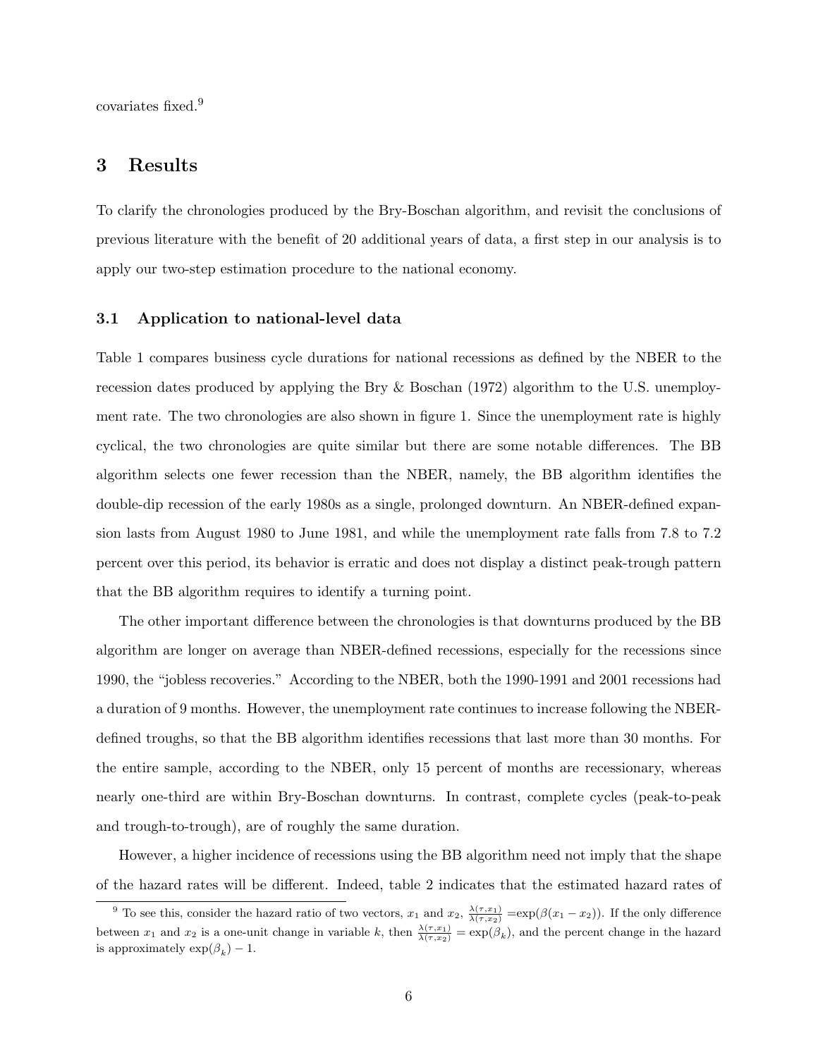covariates fixed.[9]

## 3 Results

To clarify the chronologies produced by the Bry-Boschan algorithm, and revisit the conclusions of previous literature with the benefit of 20 additional years of data, a first step in our analysis is to apply our two-step estimation procedure to the national economy.

### 3.1 Application to national-level data

Table 1 compares business cycle durations for national recessions as defined by the NBER to the recession dates produced by applying the Bry & Boschan (1972) algorithm to the U.S. unemployment rate. The two chronologies are also shown in figure 1. Since the unemployment rate is highly cyclical, the two chronologies are quite similar but there are some notable differences. The BB algorithm selects one fewer recession than the NBER, namely, the BB algorithm identifies the double-dip recession of the early 1980s as a single, prolonged downturn. An NBER-defined expansion lasts from August 1980 to June 1981, and while the unemployment rate falls from 7.8 to 7.2 percent over this period, its behavior is erratic and does not display a distinct peak-trough pattern that the BB algorithm requires to identify a turning point.

The other important difference between the chronologies is that downturns produced by the BB algorithm are longer on average than NBER-defined recessions, especially for the recessions since 1990, the "jobless recoveries." According to the NBER, both the 1990-1991 and 2001 recessions had a duration of 9 months. However, the unemployment rate continues to increase following the NBER-defined troughs, so that the BB algorithm identifies recessions that last more than 30 months. For the entire sample, according to the NBER, only 15 percent of months are recessionary, whereas nearly one-third are within Bry-Boschan downturns. In contrast, complete cycles (peak-to-peak and trough-to-trough), are of roughly the same duration.

However, a higher incidence of recessions using the BB algorithm need not imply that the shape of the hazard rates will be different. Indeed, table 2 indicates that the estimated hazard rates of

[9] To see this, consider the hazard ratio of two vectors, $x_1$ and $x_2$, $\frac{\lambda(\tau,x_1)}{\lambda(\tau,x_2)} = \exp(\beta(x_1 - x_2))$. If the only difference between $x_1$ and $x_2$ is a one-unit change in variable $k$, then $\frac{\lambda(\tau,x_1)}{\lambda(\tau,x_2)} = \exp(\beta_k)$, and the percent change in the hazard is approximately $\exp(\beta_k) - 1$.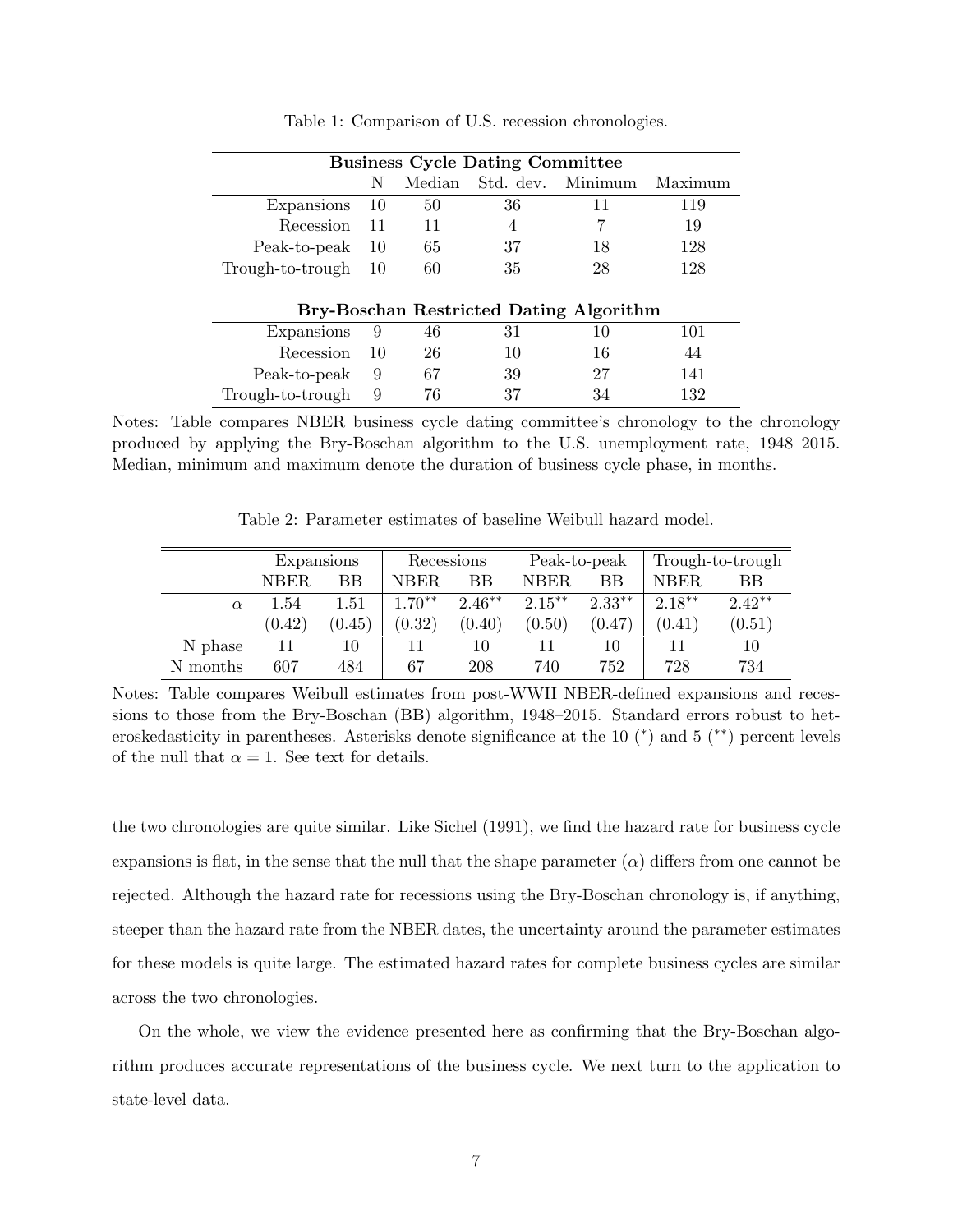Table 1: Comparison of U.S. recession chronologies.

| **Business Cycle Dating Committee** | | | | | |
|---|---|---|---|---|---|
| | N | Median | Std. dev. | Minimum | Maximum |
| Expansions | 10 | 50 | 36 | 11 | 119 |
| Recession | 11 | 11 | 4 | 7 | 19 |
| Peak-to-peak | 10 | 65 | 37 | 18 | 128 |
| Trough-to-trough | 10 | 60 | 35 | 28 | 128 |
| **Bry-Boschan Restricted Dating Algorithm** | | | | | |
| Expansions | 9 | 46 | 31 | 10 | 101 |
| Recession | 10 | 26 | 10 | 16 | 44 |
| Peak-to-peak | 9 | 67 | 39 | 27 | 141 |
| Trough-to-trough | 9 | 76 | 37 | 34 | 132 |

Notes: Table compares NBER business cycle dating committee's chronology to the chronology produced by applying the Bry-Boschan algorithm to the U.S. unemployment rate, 1948–2015. Median, minimum and maximum denote the duration of business cycle phase, in months.

Table 2: Parameter estimates of baseline Weibull hazard model.

| | Expansions | | Recessions | | Peak-to-peak | | Trough-to-trough | |
|---|---|---|---|---|---|---|---|---|
| | NBER | BB | NBER | BB | NBER | BB | NBER | BB |
| $\alpha$ | 1.54 | 1.51 | $1.70^{**}$ | $2.46^{**}$ | $2.15^{**}$ | $2.33^{**}$ | $2.18^{**}$ | $2.42^{**}$ |
| | (0.42) | (0.45) | (0.32) | (0.40) | (0.50) | (0.47) | (0.41) | (0.51) |
| N phase | 11 | 10 | 11 | 10 | 11 | 10 | 11 | 10 |
| N months | 607 | 484 | 67 | 208 | 740 | 752 | 728 | 734 |

Notes: Table compares Weibull estimates from post-WWII NBER-defined expansions and recessions to those from the Bry-Boschan (BB) algorithm, 1948–2015. Standard errors robust to heteroskedasticity in parentheses. Asterisks denote significance at the 10 ($^{*}$) and 5 ($^{**}$) percent levels of the null that $\alpha = 1$. See text for details.

the two chronologies are quite similar. Like Sichel (1991), we find the hazard rate for business cycle expansions is flat, in the sense that the null that the shape parameter ($\alpha$) differs from one cannot be rejected. Although the hazard rate for recessions using the Bry-Boschan chronology is, if anything, steeper than the hazard rate from the NBER dates, the uncertainty around the parameter estimates for these models is quite large. The estimated hazard rates for complete business cycles are similar across the two chronologies.

On the whole, we view the evidence presented here as confirming that the Bry-Boschan algorithm produces accurate representations of the business cycle. We next turn to the application to state-level data.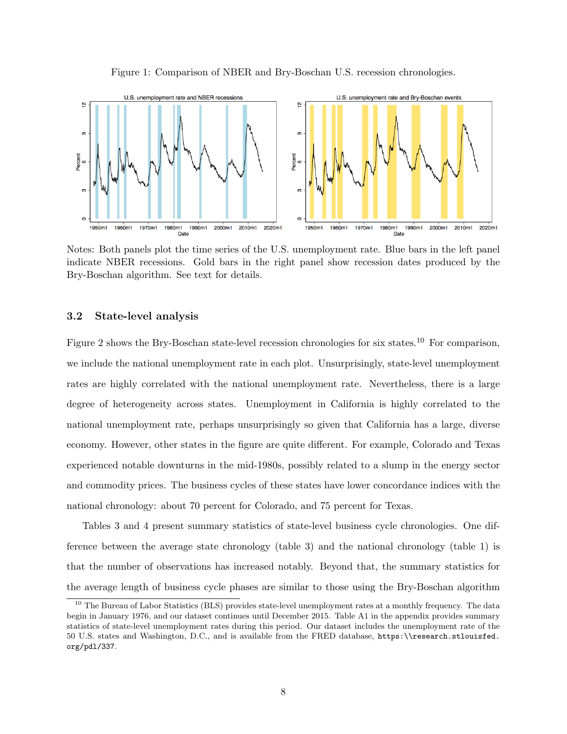Figure 1: Comparison of NBER and Bry-Boschan U.S. recession chronologies.

Notes: Both panels plot the time series of the U.S. unemployment rate. Blue bars in the left panel indicate NBER recessions. Gold bars in the right panel show recession dates produced by the Bry-Boschan algorithm. See text for details.

### 3.2 State-level analysis

Figure 2 shows the Bry-Boschan state-level recession chronologies for six states.[10] For comparison, we include the national unemployment rate in each plot. Unsurprisingly, state-level unemployment rates are highly correlated with the national unemployment rate. Nevertheless, there is a large degree of heterogeneity across states. Unemployment in California is highly correlated to the national unemployment rate, perhaps unsurprisingly so given that California has a large, diverse economy. However, other states in the figure are quite different. For example, Colorado and Texas experienced notable downturns in the mid-1980s, possibly related to a slump in the energy sector and commodity prices. The business cycles of these states have lower concordance indices with the national chronology: about 70 percent for Colorado, and 75 percent for Texas.

Tables 3 and 4 present summary statistics of state-level business cycle chronologies. One difference between the average state chronology (table 3) and the national chronology (table 1) is that the number of observations has increased notably. Beyond that, the summary statistics for the average length of business cycle phases are similar to those using the Bry-Boschan algorithm

[10] The Bureau of Labor Statistics (BLS) provides state-level unemployment rates at a monthly frequency. The data begin in January 1976, and our dataset continues until December 2015. Table A1 in the appendix provides summary statistics of state-level unemployment rates during this period. Our dataset includes the unemployment rate of the 50 U.S. states and Washington, D.C., and is available from the FRED database, `https:\\research.stlouisfed.org/pdl/337`.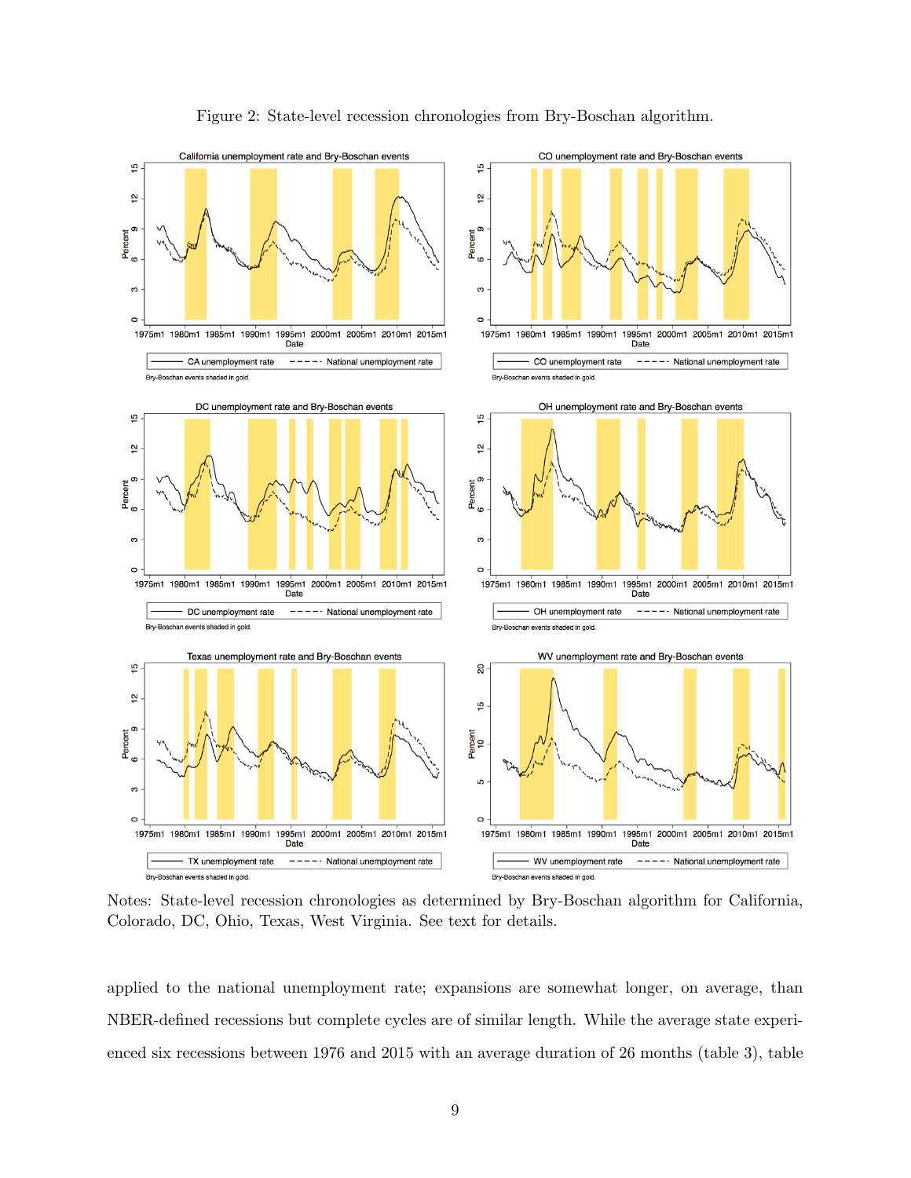Figure 2: State-level recession chronologies from Bry-Boschan algorithm.

Notes: State-level recession chronologies as determined by Bry-Boschan algorithm for California, Colorado, DC, Ohio, Texas, West Virginia. See text for details.

applied to the national unemployment rate; expansions are somewhat longer, on average, than NBER-defined recessions but complete cycles are of similar length. While the average state experienced six recessions between 1976 and 2015 with an average duration of 26 months (table 3), table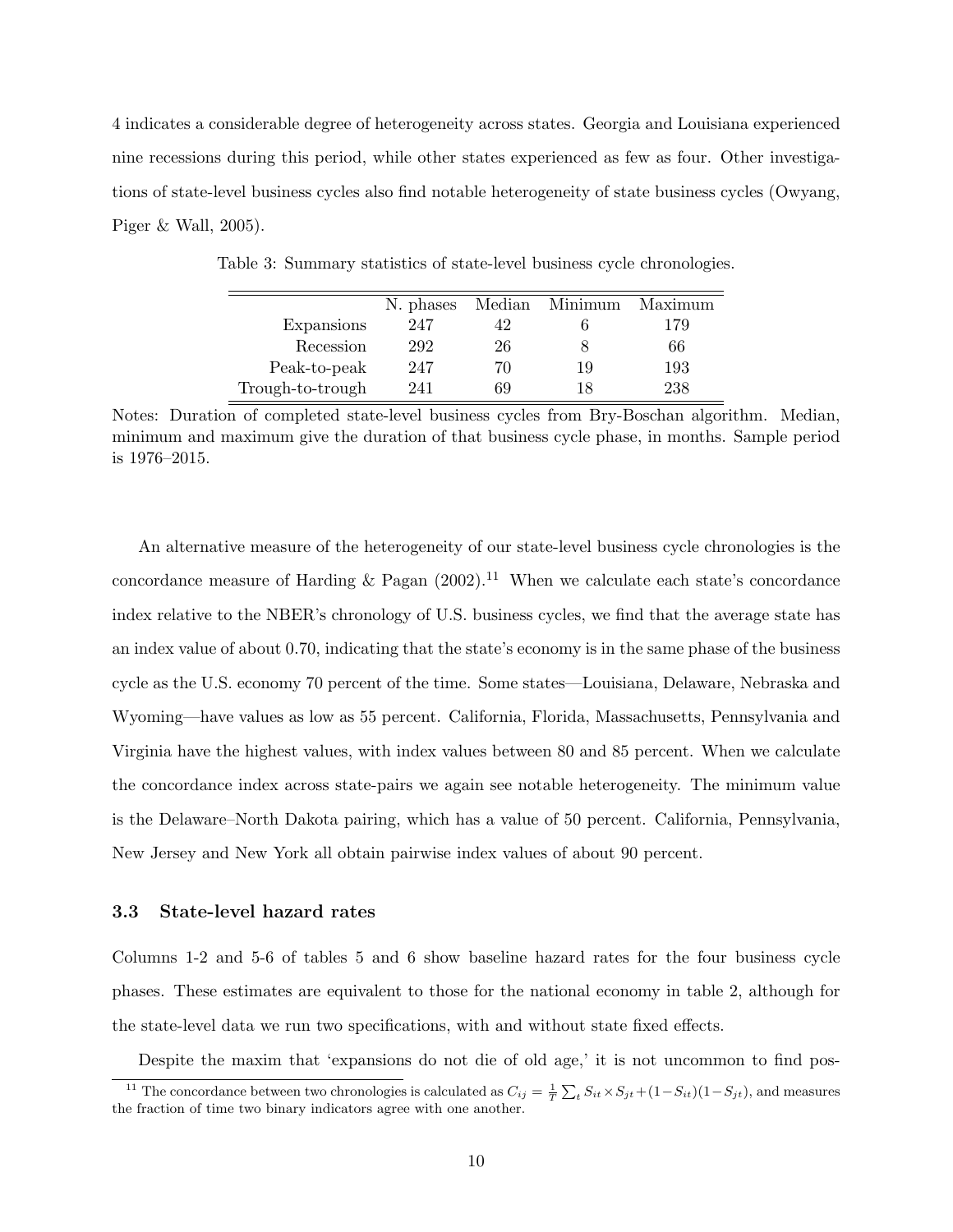4 indicates a considerable degree of heterogeneity across states. Georgia and Louisiana experienced nine recessions during this period, while other states experienced as few as four. Other investigations of state-level business cycles also find notable heterogeneity of state business cycles (Owyang, Piger & Wall, 2005).

Table 3: Summary statistics of state-level business cycle chronologies.

| | N. phases | Median | Minimum | Maximum |
|---|---|---|---|---|
| Expansions | 247 | 42 | 6 | 179 |
| Recession | 292 | 26 | 8 | 66 |
| Peak-to-peak | 247 | 70 | 19 | 193 |
| Trough-to-trough | 241 | 69 | 18 | 238 |

Notes: Duration of completed state-level business cycles from Bry-Boschan algorithm. Median, minimum and maximum give the duration of that business cycle phase, in months. Sample period is 1976–2015.

An alternative measure of the heterogeneity of our state-level business cycle chronologies is the concordance measure of Harding & Pagan (2002).[11] When we calculate each state's concordance index relative to the NBER's chronology of U.S. business cycles, we find that the average state has an index value of about 0.70, indicating that the state's economy is in the same phase of the business cycle as the U.S. economy 70 percent of the time. Some states—Louisiana, Delaware, Nebraska and Wyoming—have values as low as 55 percent. California, Florida, Massachusetts, Pennsylvania and Virginia have the highest values, with index values between 80 and 85 percent. When we calculate the concordance index across state-pairs we again see notable heterogeneity. The minimum value is the Delaware–North Dakota pairing, which has a value of 50 percent. California, Pennsylvania, New Jersey and New York all obtain pairwise index values of about 90 percent.

### 3.3 State-level hazard rates

Columns 1-2 and 5-6 of tables 5 and 6 show baseline hazard rates for the four business cycle phases. These estimates are equivalent to those for the national economy in table 2, although for the state-level data we run two specifications, with and without state fixed effects.

Despite the maxim that 'expansions do not die of old age,' it is not uncommon to find pos-

[11] The concordance between two chronologies is calculated as $C_{ij} = \frac{1}{T}\sum_t S_{it} \times S_{jt} + (1-S_{it})(1-S_{jt})$, and measures the fraction of time two binary indicators agree with one another.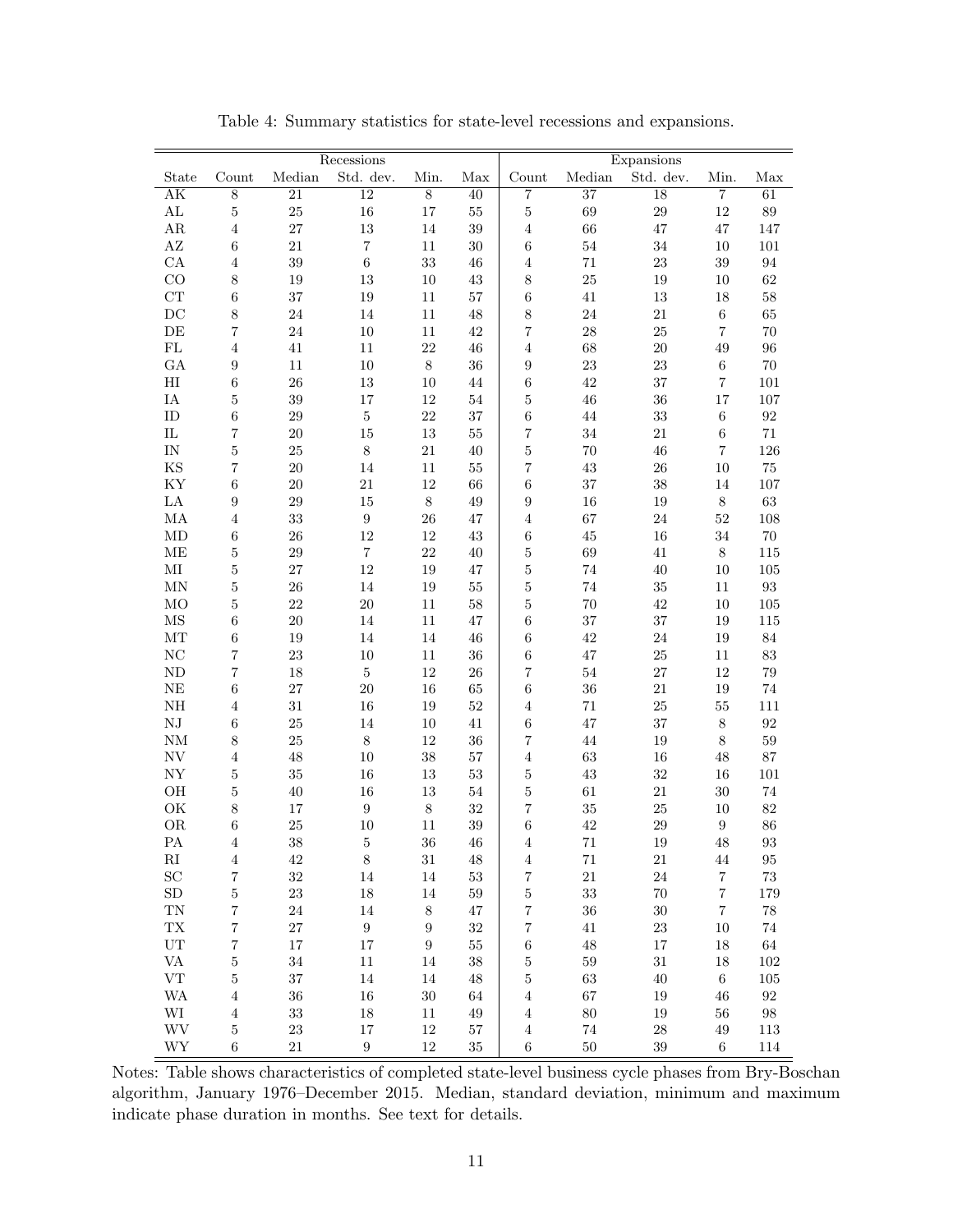Table 4: Summary statistics for state-level recessions and expansions.

| | Recessions | | | | | Expansions | | | | |
|---|---|---|---|---|---|---|---|---|---|---|
| State | Count | Median | Std. dev. | Min. | Max | Count | Median | Std. dev. | Min. | Max |
| AK | 8 | 21 | 12 | 8 | 40 | 7 | 37 | 18 | 7 | 61 |
| AL | 5 | 25 | 16 | 17 | 55 | 5 | 69 | 29 | 12 | 89 |
| AR | 4 | 27 | 13 | 14 | 39 | 4 | 66 | 47 | 47 | 147 |
| AZ | 6 | 21 | 7 | 11 | 30 | 6 | 54 | 34 | 10 | 101 |
| CA | 4 | 39 | 6 | 33 | 46 | 4 | 71 | 23 | 39 | 94 |
| CO | 8 | 19 | 13 | 10 | 43 | 8 | 25 | 19 | 10 | 62 |
| CT | 6 | 37 | 19 | 11 | 57 | 6 | 41 | 13 | 18 | 58 |
| DC | 8 | 24 | 14 | 11 | 48 | 8 | 24 | 21 | 6 | 65 |
| DE | 7 | 24 | 10 | 11 | 42 | 7 | 28 | 25 | 7 | 70 |
| FL | 4 | 41 | 11 | 22 | 46 | 4 | 68 | 20 | 49 | 96 |
| GA | 9 | 11 | 10 | 8 | 36 | 9 | 23 | 23 | 6 | 70 |
| HI | 6 | 26 | 13 | 10 | 44 | 6 | 42 | 37 | 7 | 101 |
| IA | 5 | 39 | 17 | 12 | 54 | 5 | 46 | 36 | 17 | 107 |
| ID | 6 | 29 | 5 | 22 | 37 | 6 | 44 | 33 | 6 | 92 |
| IL | 7 | 20 | 15 | 13 | 55 | 7 | 34 | 21 | 6 | 71 |
| IN | 5 | 25 | 8 | 21 | 40 | 5 | 70 | 46 | 7 | 126 |
| KS | 7 | 20 | 14 | 11 | 55 | 7 | 43 | 26 | 10 | 75 |
| KY | 6 | 20 | 21 | 12 | 66 | 6 | 37 | 38 | 14 | 107 |
| LA | 9 | 29 | 15 | 8 | 49 | 9 | 16 | 19 | 8 | 63 |
| MA | 4 | 33 | 9 | 26 | 47 | 4 | 67 | 24 | 52 | 108 |
| MD | 6 | 26 | 12 | 12 | 43 | 6 | 45 | 16 | 34 | 70 |
| ME | 5 | 29 | 7 | 22 | 40 | 5 | 69 | 41 | 8 | 115 |
| MI | 5 | 27 | 12 | 19 | 47 | 5 | 74 | 40 | 10 | 105 |
| MN | 5 | 26 | 14 | 19 | 55 | 5 | 74 | 35 | 11 | 93 |
| MO | 5 | 22 | 20 | 11 | 58 | 5 | 70 | 42 | 10 | 105 |
| MS | 6 | 20 | 14 | 11 | 47 | 6 | 37 | 37 | 19 | 115 |
| MT | 6 | 19 | 14 | 14 | 46 | 6 | 42 | 24 | 19 | 84 |
| NC | 7 | 23 | 10 | 11 | 36 | 6 | 47 | 25 | 11 | 83 |
| ND | 7 | 18 | 5 | 12 | 26 | 7 | 54 | 27 | 12 | 79 |
| NE | 6 | 27 | 20 | 16 | 65 | 6 | 36 | 21 | 19 | 74 |
| NH | 4 | 31 | 16 | 19 | 52 | 4 | 71 | 25 | 55 | 111 |
| NJ | 6 | 25 | 14 | 10 | 41 | 6 | 47 | 37 | 8 | 92 |
| NM | 8 | 25 | 8 | 12 | 36 | 7 | 44 | 19 | 8 | 59 |
| NV | 4 | 48 | 10 | 38 | 57 | 4 | 63 | 16 | 48 | 87 |
| NY | 5 | 35 | 16 | 13 | 53 | 5 | 43 | 32 | 16 | 101 |
| OH | 5 | 40 | 16 | 13 | 54 | 5 | 61 | 21 | 30 | 74 |
| OK | 8 | 17 | 9 | 8 | 32 | 7 | 35 | 25 | 10 | 82 |
| OR | 6 | 25 | 10 | 11 | 39 | 6 | 42 | 29 | 9 | 86 |
| PA | 4 | 38 | 5 | 36 | 46 | 4 | 71 | 19 | 48 | 93 |
| RI | 4 | 42 | 8 | 31 | 48 | 4 | 71 | 21 | 44 | 95 |
| SC | 7 | 32 | 14 | 14 | 53 | 7 | 21 | 24 | 7 | 73 |
| SD | 5 | 23 | 18 | 14 | 59 | 5 | 33 | 70 | 7 | 179 |
| TN | 7 | 24 | 14 | 8 | 47 | 7 | 36 | 30 | 7 | 78 |
| TX | 7 | 27 | 9 | 9 | 32 | 7 | 41 | 23 | 10 | 74 |
| UT | 7 | 17 | 17 | 9 | 55 | 6 | 48 | 17 | 18 | 64 |
| VA | 5 | 34 | 11 | 14 | 38 | 5 | 59 | 31 | 18 | 102 |
| VT | 5 | 37 | 14 | 14 | 48 | 5 | 63 | 40 | 6 | 105 |
| WA | 4 | 36 | 16 | 30 | 64 | 4 | 67 | 19 | 46 | 92 |
| WI | 4 | 33 | 18 | 11 | 49 | 4 | 80 | 19 | 56 | 98 |
| WV | 5 | 23 | 17 | 12 | 57 | 4 | 74 | 28 | 49 | 113 |
| WY | 6 | 21 | 9 | 12 | 35 | 6 | 50 | 39 | 6 | 114 |

Notes: Table shows characteristics of completed state-level business cycle phases from Bry-Boschan algorithm, January 1976–December 2015. Median, standard deviation, minimum and maximum indicate phase duration in months. See text for details.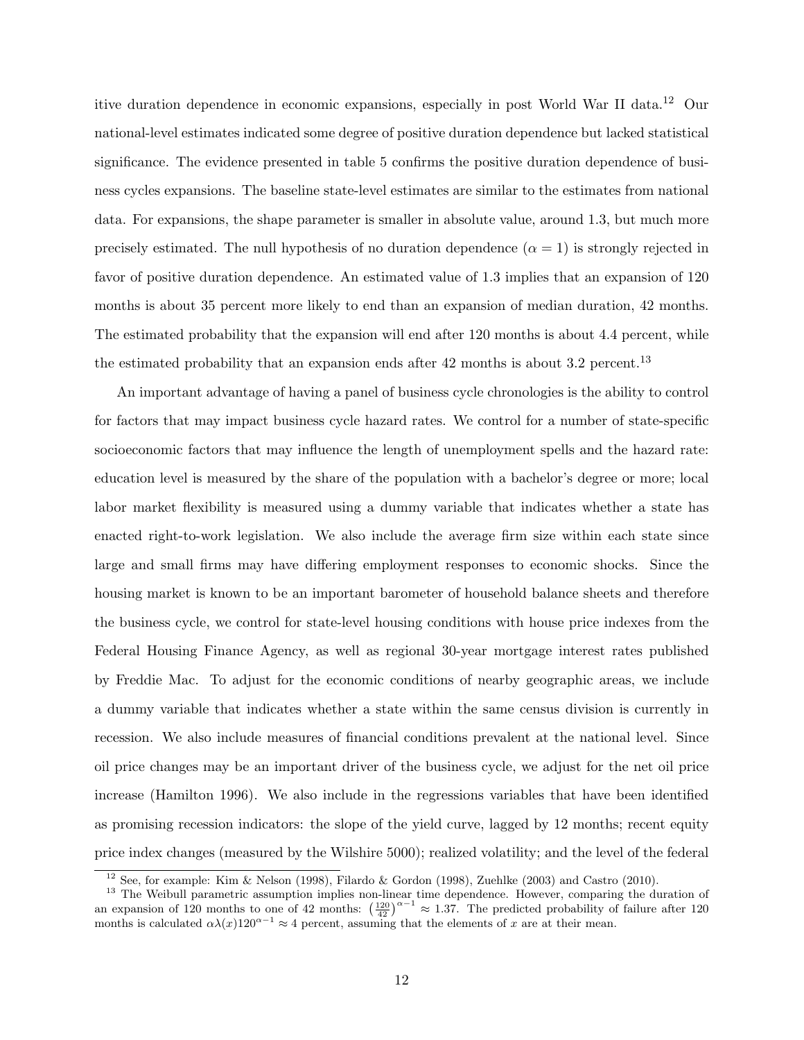itive duration dependence in economic expansions, especially in post World War II data.[12] Our national-level estimates indicated some degree of positive duration dependence but lacked statistical significance. The evidence presented in table 5 confirms the positive duration dependence of business cycles expansions. The baseline state-level estimates are similar to the estimates from national data. For expansions, the shape parameter is smaller in absolute value, around 1.3, but much more precisely estimated. The null hypothesis of no duration dependence ($\alpha = 1$) is strongly rejected in favor of positive duration dependence. An estimated value of 1.3 implies that an expansion of 120 months is about 35 percent more likely to end than an expansion of median duration, 42 months. The estimated probability that the expansion will end after 120 months is about 4.4 percent, while the estimated probability that an expansion ends after 42 months is about 3.2 percent.[13]

An important advantage of having a panel of business cycle chronologies is the ability to control for factors that may impact business cycle hazard rates. We control for a number of state-specific socioeconomic factors that may influence the length of unemployment spells and the hazard rate: education level is measured by the share of the population with a bachelor's degree or more; local labor market flexibility is measured using a dummy variable that indicates whether a state has enacted right-to-work legislation. We also include the average firm size within each state since large and small firms may have differing employment responses to economic shocks. Since the housing market is known to be an important barometer of household balance sheets and therefore the business cycle, we control for state-level housing conditions with house price indexes from the Federal Housing Finance Agency, as well as regional 30-year mortgage interest rates published by Freddie Mac. To adjust for the economic conditions of nearby geographic areas, we include a dummy variable that indicates whether a state within the same census division is currently in recession. We also include measures of financial conditions prevalent at the national level. Since oil price changes may be an important driver of the business cycle, we adjust for the net oil price increase (Hamilton 1996). We also include in the regressions variables that have been identified as promising recession indicators: the slope of the yield curve, lagged by 12 months; recent equity price index changes (measured by the Wilshire 5000); realized volatility; and the level of the federal

[12] See, for example: Kim & Nelson (1998), Filardo & Gordon (1998), Zuehlke (2003) and Castro (2010).

[13] The Weibull parametric assumption implies non-linear time dependence. However, comparing the duration of an expansion of 120 months to one of 42 months: $\left(\frac{120}{42}\right)^{\alpha-1} \approx 1.37$. The predicted probability of failure after 120 months is calculated $\alpha\lambda(x)120^{\alpha-1} \approx 4$ percent, assuming that the elements of $x$ are at their mean.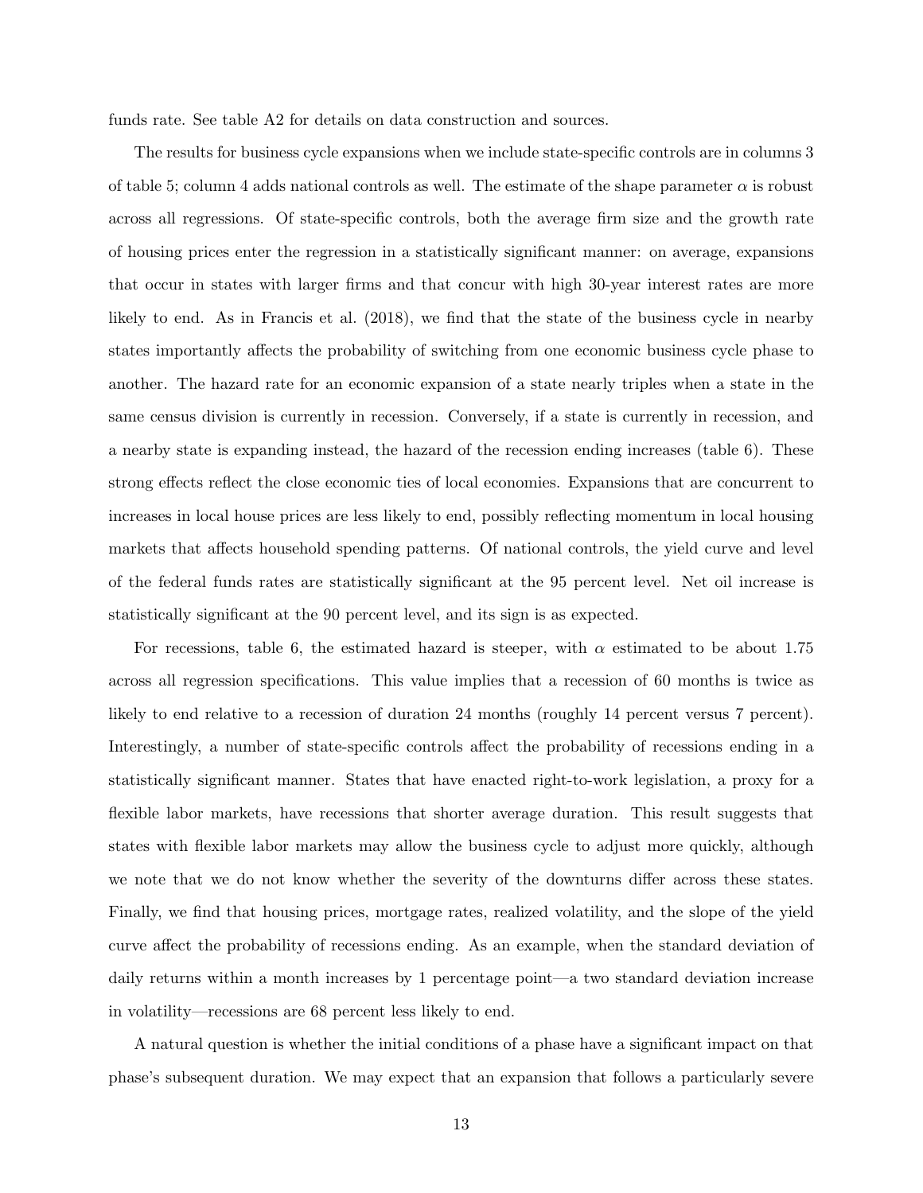funds rate. See table A2 for details on data construction and sources.

The results for business cycle expansions when we include state-specific controls are in columns 3 of table 5; column 4 adds national controls as well. The estimate of the shape parameter $\alpha$ is robust across all regressions. Of state-specific controls, both the average firm size and the growth rate of housing prices enter the regression in a statistically significant manner: on average, expansions that occur in states with larger firms and that concur with high 30-year interest rates are more likely to end. As in Francis et al. (2018), we find that the state of the business cycle in nearby states importantly affects the probability of switching from one economic business cycle phase to another. The hazard rate for an economic expansion of a state nearly triples when a state in the same census division is currently in recession. Conversely, if a state is currently in recession, and a nearby state is expanding instead, the hazard of the recession ending increases (table 6). These strong effects reflect the close economic ties of local economies. Expansions that are concurrent to increases in local house prices are less likely to end, possibly reflecting momentum in local housing markets that affects household spending patterns. Of national controls, the yield curve and level of the federal funds rates are statistically significant at the 95 percent level. Net oil increase is statistically significant at the 90 percent level, and its sign is as expected.

For recessions, table 6, the estimated hazard is steeper, with $\alpha$ estimated to be about 1.75 across all regression specifications. This value implies that a recession of 60 months is twice as likely to end relative to a recession of duration 24 months (roughly 14 percent versus 7 percent). Interestingly, a number of state-specific controls affect the probability of recessions ending in a statistically significant manner. States that have enacted right-to-work legislation, a proxy for a flexible labor markets, have recessions that shorter average duration. This result suggests that states with flexible labor markets may allow the business cycle to adjust more quickly, although we note that we do not know whether the severity of the downturns differ across these states. Finally, we find that housing prices, mortgage rates, realized volatility, and the slope of the yield curve affect the probability of recessions ending. As an example, when the standard deviation of daily returns within a month increases by 1 percentage point—a two standard deviation increase in volatility—recessions are 68 percent less likely to end.

A natural question is whether the initial conditions of a phase have a significant impact on that phase's subsequent duration. We may expect that an expansion that follows a particularly severe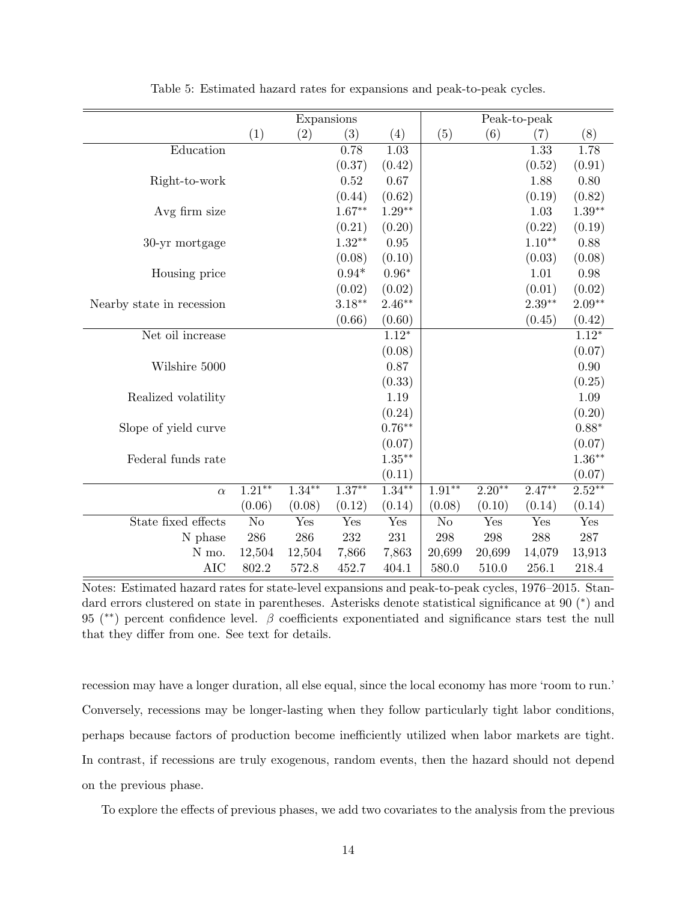Table 5: Estimated hazard rates for expansions and peak-to-peak cycles.

| | Expansions | | | | Peak-to-peak | | | |
|---|---|---|---|---|---|---|---|---|
| | (1) | (2) | (3) | (4) | (5) | (6) | (7) | (8) |
| Education | | | 0.78 | 1.03 | | | 1.33 | 1.78 |
| | | | (0.37) | (0.42) | | | (0.52) | (0.91) |
| Right-to-work | | | 0.52 | 0.67 | | | 1.88 | 0.80 |
| | | | (0.44) | (0.62) | | | (0.19) | (0.82) |
| Avg firm size | | | $1.67^{**}$ | $1.29^{**}$ | | | 1.03 | $1.39^{**}$ |
| | | | (0.21) | (0.20) | | | (0.22) | (0.19) |
| 30-yr mortgage | | | $1.32^{**}$ | 0.95 | | | $1.10^{**}$ | 0.88 |
| | | | (0.08) | (0.10) | | | (0.03) | (0.08) |
| Housing price | | | $0.94^{*}$ | $0.96^{*}$ | | | 1.01 | 0.98 |
| | | | (0.02) | (0.02) | | | (0.01) | (0.02) |
| Nearby state in recession | | | $3.18^{**}$ | $2.46^{**}$ | | | $2.39^{**}$ | $2.09^{**}$ |
| | | | (0.66) | (0.60) | | | (0.45) | (0.42) |
| Net oil increase | | | | $1.12^{*}$ | | | | $1.12^{*}$ |
| | | | | (0.08) | | | | (0.07) |
| Wilshire 5000 | | | | 0.87 | | | | 0.90 |
| | | | | (0.33) | | | | (0.25) |
| Realized volatility | | | | 1.19 | | | | 1.09 |
| | | | | (0.24) | | | | (0.20) |
| Slope of yield curve | | | | $0.76^{**}$ | | | | $0.88^{*}$ |
| | | | | (0.07) | | | | (0.07) |
| Federal funds rate | | | | $1.35^{**}$ | | | | $1.36^{**}$ |
| | | | | (0.11) | | | | (0.07) |
| $\alpha$ | $1.21^{**}$ | $1.34^{**}$ | $1.37^{**}$ | $1.34^{**}$ | $1.91^{**}$ | $2.20^{**}$ | $2.47^{**}$ | $2.52^{**}$ |
| | (0.06) | (0.08) | (0.12) | (0.14) | (0.08) | (0.10) | (0.14) | (0.14) |
| State fixed effects | No | Yes | Yes | Yes | No | Yes | Yes | Yes |
| N phase | 286 | 286 | 232 | 231 | 298 | 298 | 288 | 287 |
| N mo. | 12,504 | 12,504 | 7,866 | 7,863 | 20,699 | 20,699 | 14,079 | 13,913 |
| AIC | 802.2 | 572.8 | 452.7 | 404.1 | 580.0 | 510.0 | 256.1 | 218.4 |

Notes: Estimated hazard rates for state-level expansions and peak-to-peak cycles, 1976–2015. Standard errors clustered on state in parentheses. Asterisks denote statistical significance at 90 (*) and 95 (**) percent confidence level. $\beta$ coefficients exponentiated and significance stars test the null that they differ from one. See text for details.

recession may have a longer duration, all else equal, since the local economy has more 'room to run.' Conversely, recessions may be longer-lasting when they follow particularly tight labor conditions, perhaps because factors of production become inefficiently utilized when labor markets are tight. In contrast, if recessions are truly exogenous, random events, then the hazard should not depend on the previous phase.

To explore the effects of previous phases, we add two covariates to the analysis from the previous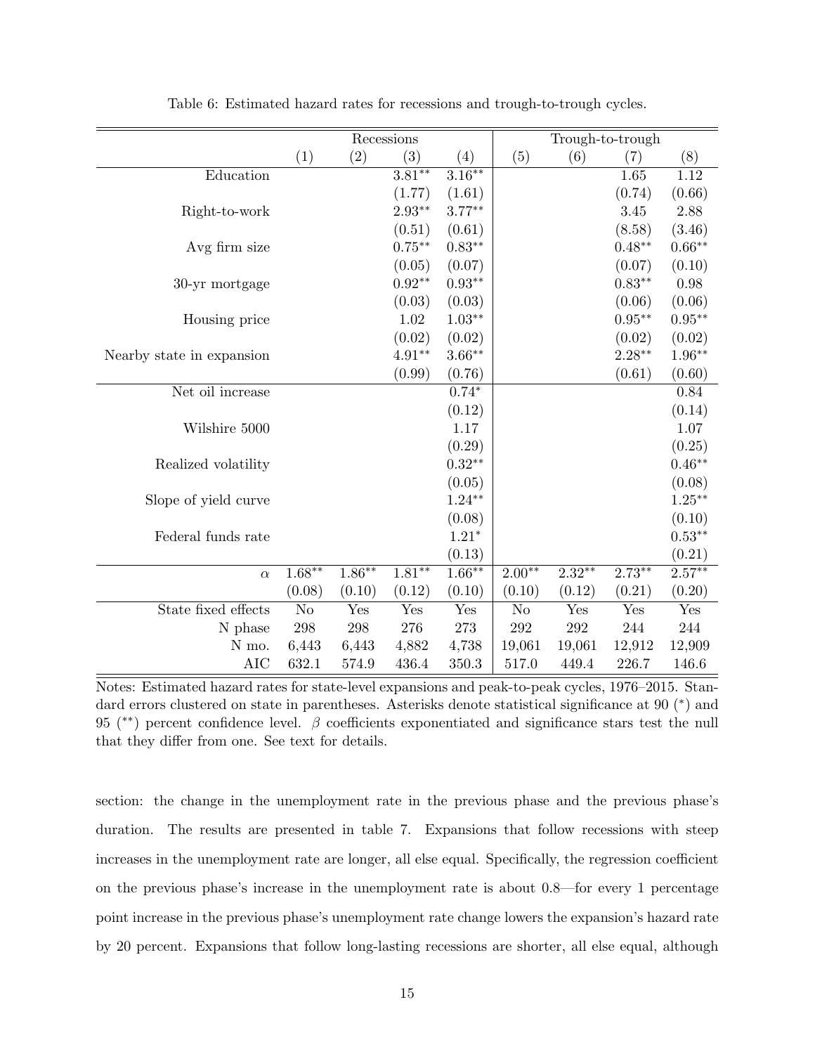Table 6: Estimated hazard rates for recessions and trough-to-trough cycles.

| | Recessions | | | | Trough-to-trough | | | |
|---|---|---|---|---|---|---|---|---|
| | (1) | (2) | (3) | (4) | (5) | (6) | (7) | (8) |
| Education | | | $3.81^{**}$ | $3.16^{**}$ | | | 1.65 | 1.12 |
| | | | (1.77) | (1.61) | | | (0.74) | (0.66) |
| Right-to-work | | | $2.93^{**}$ | $3.77^{**}$ | | | 3.45 | 2.88 |
| | | | (0.51) | (0.61) | | | (8.58) | (3.46) |
| Avg firm size | | | $0.75^{**}$ | $0.83^{**}$ | | | $0.48^{**}$ | $0.66^{**}$ |
| | | | (0.05) | (0.07) | | | (0.07) | (0.10) |
| 30-yr mortgage | | | $0.92^{**}$ | $0.93^{**}$ | | | $0.83^{**}$ | 0.98 |
| | | | (0.03) | (0.03) | | | (0.06) | (0.06) |
| Housing price | | | 1.02 | $1.03^{**}$ | | | $0.95^{**}$ | $0.95^{**}$ |
| | | | (0.02) | (0.02) | | | (0.02) | (0.02) |
| Nearby state in expansion | | | $4.91^{**}$ | $3.66^{**}$ | | | $2.28^{**}$ | $1.96^{**}$ |
| | | | (0.99) | (0.76) | | | (0.61) | (0.60) |
| Net oil increase | | | | $0.74^{*}$ | | | | 0.84 |
| | | | | (0.12) | | | | (0.14) |
| Wilshire 5000 | | | | 1.17 | | | | 1.07 |
| | | | | (0.29) | | | | (0.25) |
| Realized volatility | | | | $0.32^{**}$ | | | | $0.46^{**}$ |
| | | | | (0.05) | | | | (0.08) |
| Slope of yield curve | | | | $1.24^{**}$ | | | | $1.25^{**}$ |
| | | | | (0.08) | | | | (0.10) |
| Federal funds rate | | | | $1.21^{*}$ | | | | $0.53^{**}$ |
| | | | | (0.13) | | | | (0.21) |
| $\alpha$ | $1.68^{**}$ | $1.86^{**}$ | $1.81^{**}$ | $1.66^{**}$ | $2.00^{**}$ | $2.32^{**}$ | $2.73^{**}$ | $2.57^{**}$ |
| | (0.08) | (0.10) | (0.12) | (0.10) | (0.10) | (0.12) | (0.21) | (0.20) |
| State fixed effects | No | Yes | Yes | Yes | No | Yes | Yes | Yes |
| N phase | 298 | 298 | 276 | 273 | 292 | 292 | 244 | 244 |
| N mo. | 6,443 | 6,443 | 4,882 | 4,738 | 19,061 | 19,061 | 12,912 | 12,909 |
| AIC | 632.1 | 574.9 | 436.4 | 350.3 | 517.0 | 449.4 | 226.7 | 146.6 |

Notes: Estimated hazard rates for state-level expansions and peak-to-peak cycles, 1976–2015. Standard errors clustered on state in parentheses. Asterisks denote statistical significance at 90 (*) and 95 (**) percent confidence level. $\beta$ coefficients exponentiated and significance stars test the null that they differ from one. See text for details.

section: the change in the unemployment rate in the previous phase and the previous phase's duration. The results are presented in table 7. Expansions that follow recessions with steep increases in the unemployment rate are longer, all else equal. Specifically, the regression coefficient on the previous phase's increase in the unemployment rate is about 0.8—for every 1 percentage point increase in the previous phase's unemployment rate change lowers the expansion's hazard rate by 20 percent. Expansions that follow long-lasting recessions are shorter, all else equal, although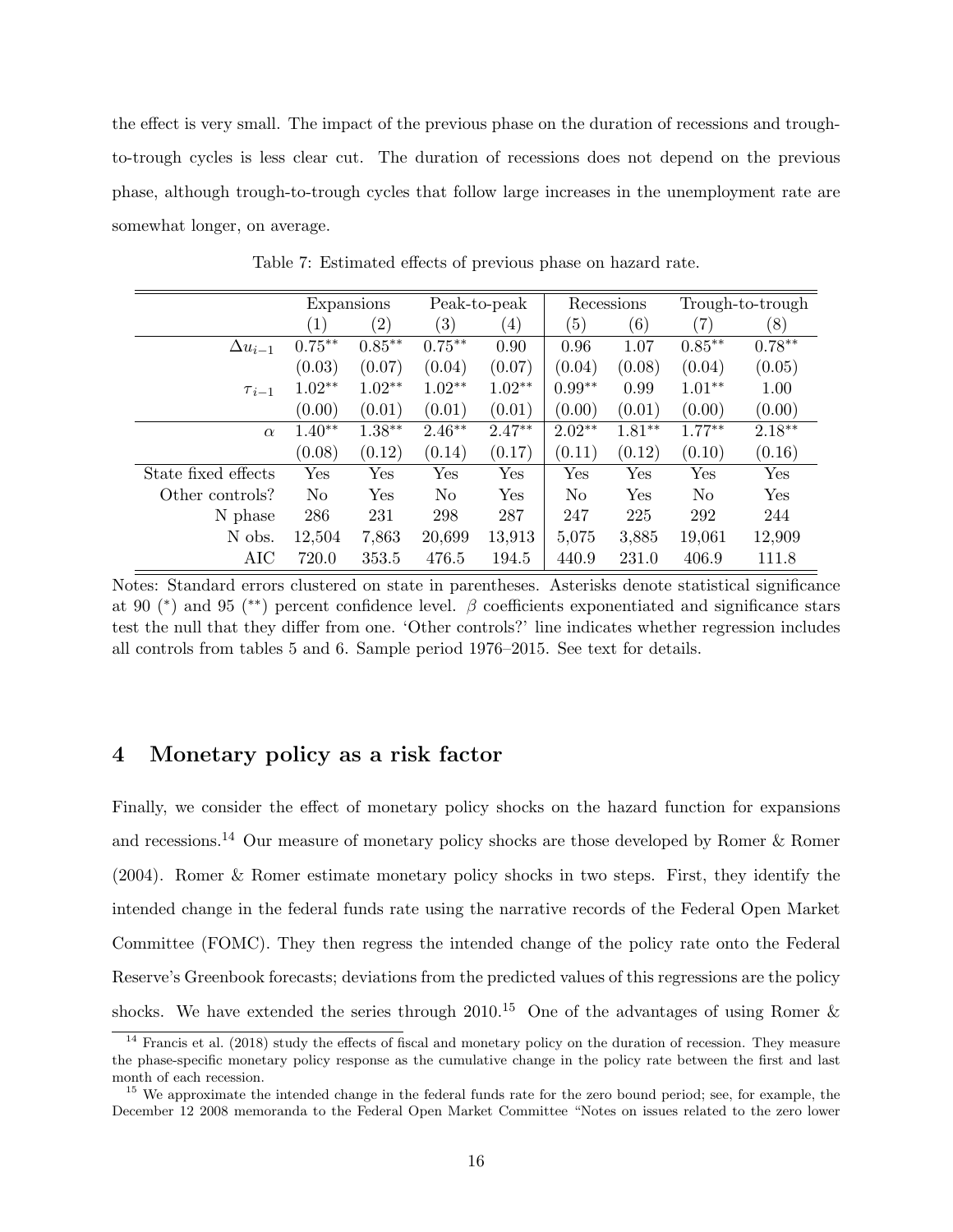the effect is very small. The impact of the previous phase on the duration of recessions and trough-to-trough cycles is less clear cut. The duration of recessions does not depend on the previous phase, although trough-to-trough cycles that follow large increases in the unemployment rate are somewhat longer, on average.

Table 7: Estimated effects of previous phase on hazard rate.

| | Expansions | | Peak-to-peak | | Recessions | | Trough-to-trough | |
|---|---|---|---|---|---|---|---|---|
| | (1) | (2) | (3) | (4) | (5) | (6) | (7) | (8) |
| $\Delta u_{i-1}$ | 0.75** | 0.85** | 0.75** | 0.90 | 0.96 | 1.07 | 0.85** | 0.78** |
| | (0.03) | (0.07) | (0.04) | (0.07) | (0.04) | (0.08) | (0.04) | (0.05) |
| $\tau_{i-1}$ | 1.02** | 1.02** | 1.02** | 1.02** | 0.99** | 0.99 | 1.01** | 1.00 |
| | (0.00) | (0.01) | (0.01) | (0.01) | (0.00) | (0.01) | (0.00) | (0.00) |
| $\alpha$ | 1.40** | 1.38** | 2.46** | 2.47** | 2.02** | 1.81** | 1.77** | 2.18** |
| | (0.08) | (0.12) | (0.14) | (0.17) | (0.11) | (0.12) | (0.10) | (0.16) |
| State fixed effects | Yes | Yes | Yes | Yes | Yes | Yes | Yes | Yes |
| Other controls? | No | Yes | No | Yes | No | Yes | No | Yes |
| N phase | 286 | 231 | 298 | 287 | 247 | 225 | 292 | 244 |
| N obs. | 12,504 | 7,863 | 20,699 | 13,913 | 5,075 | 3,885 | 19,061 | 12,909 |
| AIC | 720.0 | 353.5 | 476.5 | 194.5 | 440.9 | 231.0 | 406.9 | 111.8 |

Notes: Standard errors clustered on state in parentheses. Asterisks denote statistical significance at 90 (*) and 95 (**) percent confidence level. $\beta$ coefficients exponentiated and significance stars test the null that they differ from one. 'Other controls?' line indicates whether regression includes all controls from tables 5 and 6. Sample period 1976–2015. See text for details.

## 4 Monetary policy as a risk factor

Finally, we consider the effect of monetary policy shocks on the hazard function for expansions and recessions.[14] Our measure of monetary policy shocks are those developed by Romer & Romer (2004). Romer & Romer estimate monetary policy shocks in two steps. First, they identify the intended change in the federal funds rate using the narrative records of the Federal Open Market Committee (FOMC). They then regress the intended change of the policy rate onto the Federal Reserve's Greenbook forecasts; deviations from the predicted values of this regressions are the policy shocks. We have extended the series through 2010.[15] One of the advantages of using Romer &

[14] Francis et al. (2018) study the effects of fiscal and monetary policy on the duration of recession. They measure the phase-specific monetary policy response as the cumulative change in the policy rate between the first and last month of each recession.

[15] We approximate the intended change in the federal funds rate for the zero bound period; see, for example, the December 12 2008 memoranda to the Federal Open Market Committee "Notes on issues related to the zero lower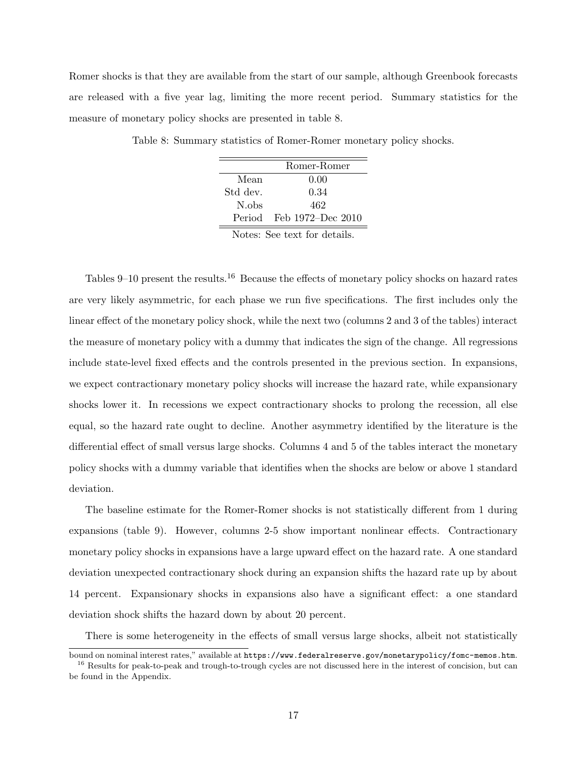Romer shocks is that they are available from the start of our sample, although Greenbook forecasts are released with a five year lag, limiting the more recent period. Summary statistics for the measure of monetary policy shocks are presented in table 8.

Table 8: Summary statistics of Romer-Romer monetary policy shocks.

| | Romer-Romer |
|---|---|
| Mean | 0.00 |
| Std dev. | 0.34 |
| N.obs | 462 |
| Period | Feb 1972–Dec 2010 |

Notes: See text for details.

Tables 9–10 present the results.[16] Because the effects of monetary policy shocks on hazard rates are very likely asymmetric, for each phase we run five specifications. The first includes only the linear effect of the monetary policy shock, while the next two (columns 2 and 3 of the tables) interact the measure of monetary policy with a dummy that indicates the sign of the change. All regressions include state-level fixed effects and the controls presented in the previous section. In expansions, we expect contractionary monetary policy shocks will increase the hazard rate, while expansionary shocks lower it. In recessions we expect contractionary shocks to prolong the recession, all else equal, so the hazard rate ought to decline. Another asymmetry identified by the literature is the differential effect of small versus large shocks. Columns 4 and 5 of the tables interact the monetary policy shocks with a dummy variable that identifies when the shocks are below or above 1 standard deviation.

The baseline estimate for the Romer-Romer shocks is not statistically different from 1 during expansions (table 9). However, columns 2-5 show important nonlinear effects. Contractionary monetary policy shocks in expansions have a large upward effect on the hazard rate. A one standard deviation unexpected contractionary shock during an expansion shifts the hazard rate up by about 14 percent. Expansionary shocks in expansions also have a significant effect: a one standard deviation shock shifts the hazard down by about 20 percent.

There is some heterogeneity in the effects of small versus large shocks, albeit not statistically

bound on nominal interest rates," available at https://www.federalreserve.gov/monetarypolicy/fomc-memos.htm.

[16] Results for peak-to-peak and trough-to-trough cycles are not discussed here in the interest of concision, but can be found in the Appendix.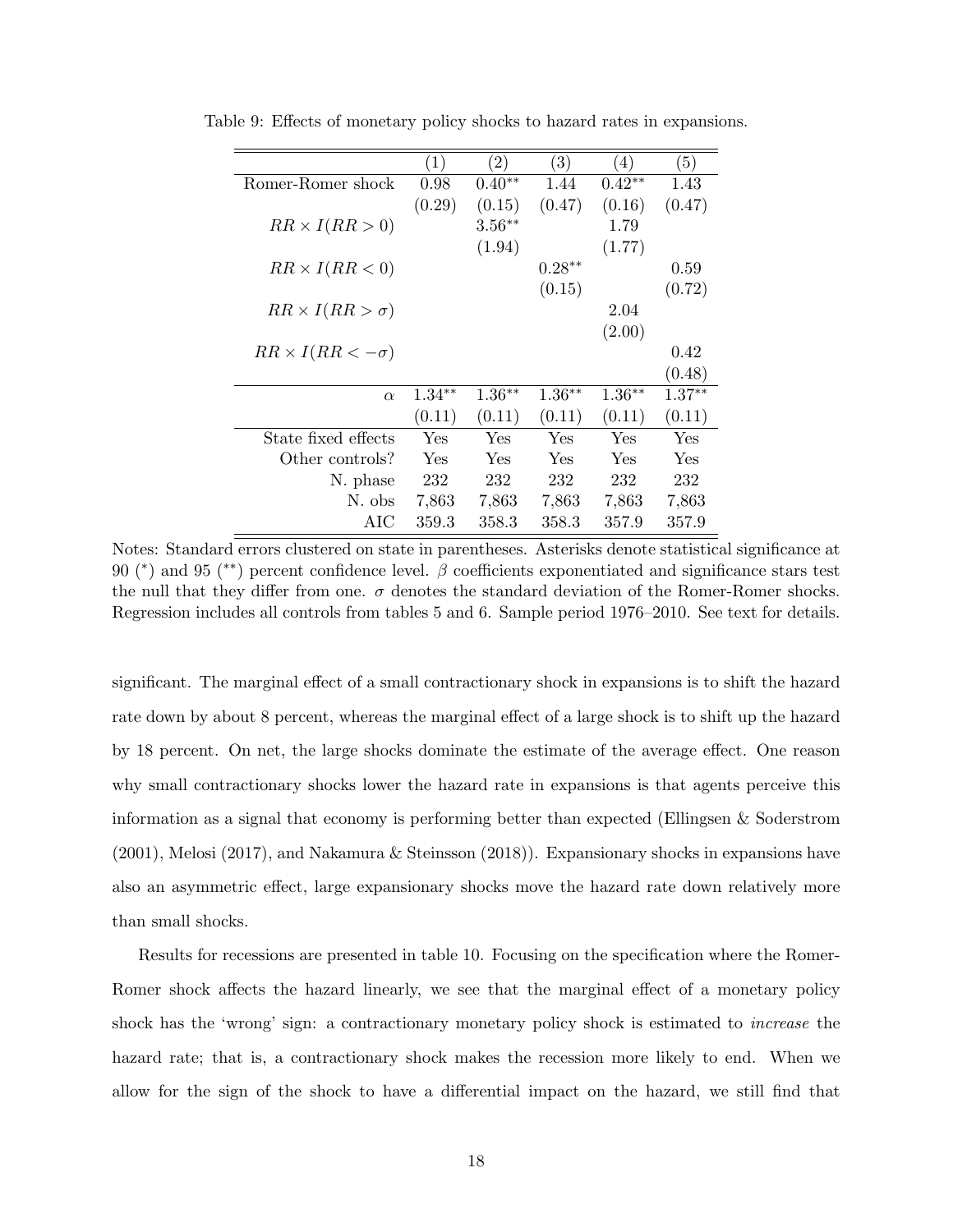Table 9: Effects of monetary policy shocks to hazard rates in expansions.

| | (1) | (2) | (3) | (4) | (5) |
|---|---|---|---|---|---|
| Romer-Romer shock | 0.98 | 0.40** | 1.44 | 0.42** | 1.43 |
| | (0.29) | (0.15) | (0.47) | (0.16) | (0.47) |
| $RR \times I(RR > 0)$ | | 3.56** | | 1.79 | |
| | | (1.94) | | (1.77) | |
| $RR \times I(RR < 0)$ | | | 0.28** | | 0.59 |
| | | | (0.15) | | (0.72) |
| $RR \times I(RR > \sigma)$ | | | | 2.04 | |
| | | | | (2.00) | |
| $RR \times I(RR < -\sigma)$ | | | | | 0.42 |
| | | | | | (0.48) |
| $\alpha$ | 1.34** | 1.36** | 1.36** | 1.36** | 1.37** |
| | (0.11) | (0.11) | (0.11) | (0.11) | (0.11) |
| State fixed effects | Yes | Yes | Yes | Yes | Yes |
| Other controls? | Yes | Yes | Yes | Yes | Yes |
| N. phase | 232 | 232 | 232 | 232 | 232 |
| N. obs | 7,863 | 7,863 | 7,863 | 7,863 | 7,863 |
| AIC | 359.3 | 358.3 | 358.3 | 357.9 | 357.9 |

Notes: Standard errors clustered on state in parentheses. Asterisks denote statistical significance at 90 (*) and 95 (**) percent confidence level. $\beta$ coefficients exponentiated and significance stars test the null that they differ from one. $\sigma$ denotes the standard deviation of the Romer-Romer shocks. Regression includes all controls from tables 5 and 6. Sample period 1976–2010. See text for details.

significant. The marginal effect of a small contractionary shock in expansions is to shift the hazard rate down by about 8 percent, whereas the marginal effect of a large shock is to shift up the hazard by 18 percent. On net, the large shocks dominate the estimate of the average effect. One reason why small contractionary shocks lower the hazard rate in expansions is that agents perceive this information as a signal that economy is performing better than expected (Ellingsen & Soderstrom (2001), Melosi (2017), and Nakamura & Steinsson (2018)). Expansionary shocks in expansions have also an asymmetric effect, large expansionary shocks move the hazard rate down relatively more than small shocks.

Results for recessions are presented in table 10. Focusing on the specification where the Romer-Romer shock affects the hazard linearly, we see that the marginal effect of a monetary policy shock has the 'wrong' sign: a contractionary monetary policy shock is estimated to *increase* the hazard rate; that is, a contractionary shock makes the recession more likely to end. When we allow for the sign of the shock to have a differential impact on the hazard, we still find that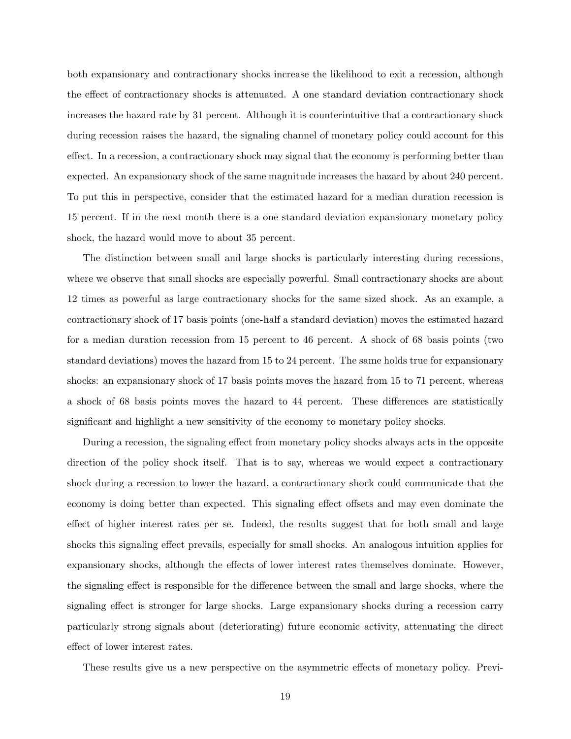both expansionary and contractionary shocks increase the likelihood to exit a recession, although the effect of contractionary shocks is attenuated. A one standard deviation contractionary shock increases the hazard rate by 31 percent. Although it is counterintuitive that a contractionary shock during recession raises the hazard, the signaling channel of monetary policy could account for this effect. In a recession, a contractionary shock may signal that the economy is performing better than expected. An expansionary shock of the same magnitude increases the hazard by about 240 percent. To put this in perspective, consider that the estimated hazard for a median duration recession is 15 percent. If in the next month there is a one standard deviation expansionary monetary policy shock, the hazard would move to about 35 percent.

The distinction between small and large shocks is particularly interesting during recessions, where we observe that small shocks are especially powerful. Small contractionary shocks are about 12 times as powerful as large contractionary shocks for the same sized shock. As an example, a contractionary shock of 17 basis points (one-half a standard deviation) moves the estimated hazard for a median duration recession from 15 percent to 46 percent. A shock of 68 basis points (two standard deviations) moves the hazard from 15 to 24 percent. The same holds true for expansionary shocks: an expansionary shock of 17 basis points moves the hazard from 15 to 71 percent, whereas a shock of 68 basis points moves the hazard to 44 percent. These differences are statistically significant and highlight a new sensitivity of the economy to monetary policy shocks.

During a recession, the signaling effect from monetary policy shocks always acts in the opposite direction of the policy shock itself. That is to say, whereas we would expect a contractionary shock during a recession to lower the hazard, a contractionary shock could communicate that the economy is doing better than expected. This signaling effect offsets and may even dominate the effect of higher interest rates per se. Indeed, the results suggest that for both small and large shocks this signaling effect prevails, especially for small shocks. An analogous intuition applies for expansionary shocks, although the effects of lower interest rates themselves dominate. However, the signaling effect is responsible for the difference between the small and large shocks, where the signaling effect is stronger for large shocks. Large expansionary shocks during a recession carry particularly strong signals about (deteriorating) future economic activity, attenuating the direct effect of lower interest rates.

These results give us a new perspective on the asymmetric effects of monetary policy. Previ-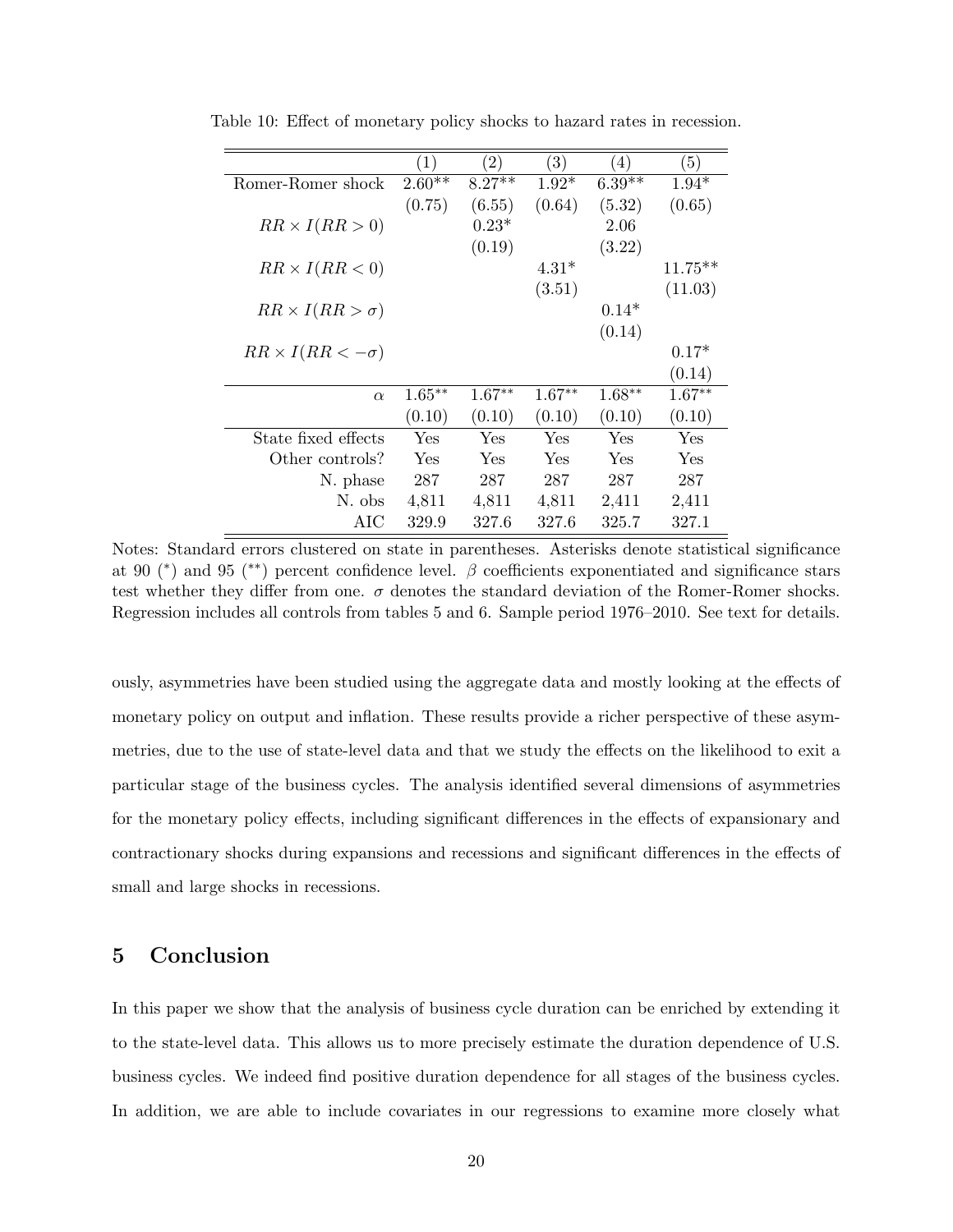Table 10: Effect of monetary policy shocks to hazard rates in recession.

| | (1) | (2) | (3) | (4) | (5) |
|---|---|---|---|---|---|
| Romer-Romer shock | 2.60** | 8.27** | 1.92* | 6.39** | 1.94* |
| | (0.75) | (6.55) | (0.64) | (5.32) | (0.65) |
| $RR \times I(RR > 0)$ | | 0.23* | | 2.06 | |
| | | (0.19) | | (3.22) | |
| $RR \times I(RR < 0)$ | | | 4.31* | | 11.75** |
| | | | (3.51) | | (11.03) |
| $RR \times I(RR > \sigma)$ | | | | 0.14* | |
| | | | | (0.14) | |
| $RR \times I(RR < -\sigma)$ | | | | | 0.17* |
| | | | | | (0.14) |
| $\alpha$ | 1.65** | 1.67** | 1.67** | 1.68** | 1.67** |
| | (0.10) | (0.10) | (0.10) | (0.10) | (0.10) |
| State fixed effects | Yes | Yes | Yes | Yes | Yes |
| Other controls? | Yes | Yes | Yes | Yes | Yes |
| N. phase | 287 | 287 | 287 | 287 | 287 |
| N. obs | 4,811 | 4,811 | 4,811 | 2,411 | 2,411 |
| AIC | 329.9 | 327.6 | 327.6 | 325.7 | 327.1 |

Notes: Standard errors clustered on state in parentheses. Asterisks denote statistical significance at 90 (*) and 95 (**) percent confidence level. $\beta$ coefficients exponentiated and significance stars test whether they differ from one. $\sigma$ denotes the standard deviation of the Romer-Romer shocks. Regression includes all controls from tables 5 and 6. Sample period 1976–2010. See text for details.

ously, asymmetries have been studied using the aggregate data and mostly looking at the effects of monetary policy on output and inflation. These results provide a richer perspective of these asymmetries, due to the use of state-level data and that we study the effects on the likelihood to exit a particular stage of the business cycles. The analysis identified several dimensions of asymmetries for the monetary policy effects, including significant differences in the effects of expansionary and contractionary shocks during expansions and recessions and significant differences in the effects of small and large shocks in recessions.

## 5 Conclusion

In this paper we show that the analysis of business cycle duration can be enriched by extending it to the state-level data. This allows us to more precisely estimate the duration dependence of U.S. business cycles. We indeed find positive duration dependence for all stages of the business cycles. In addition, we are able to include covariates in our regressions to examine more closely what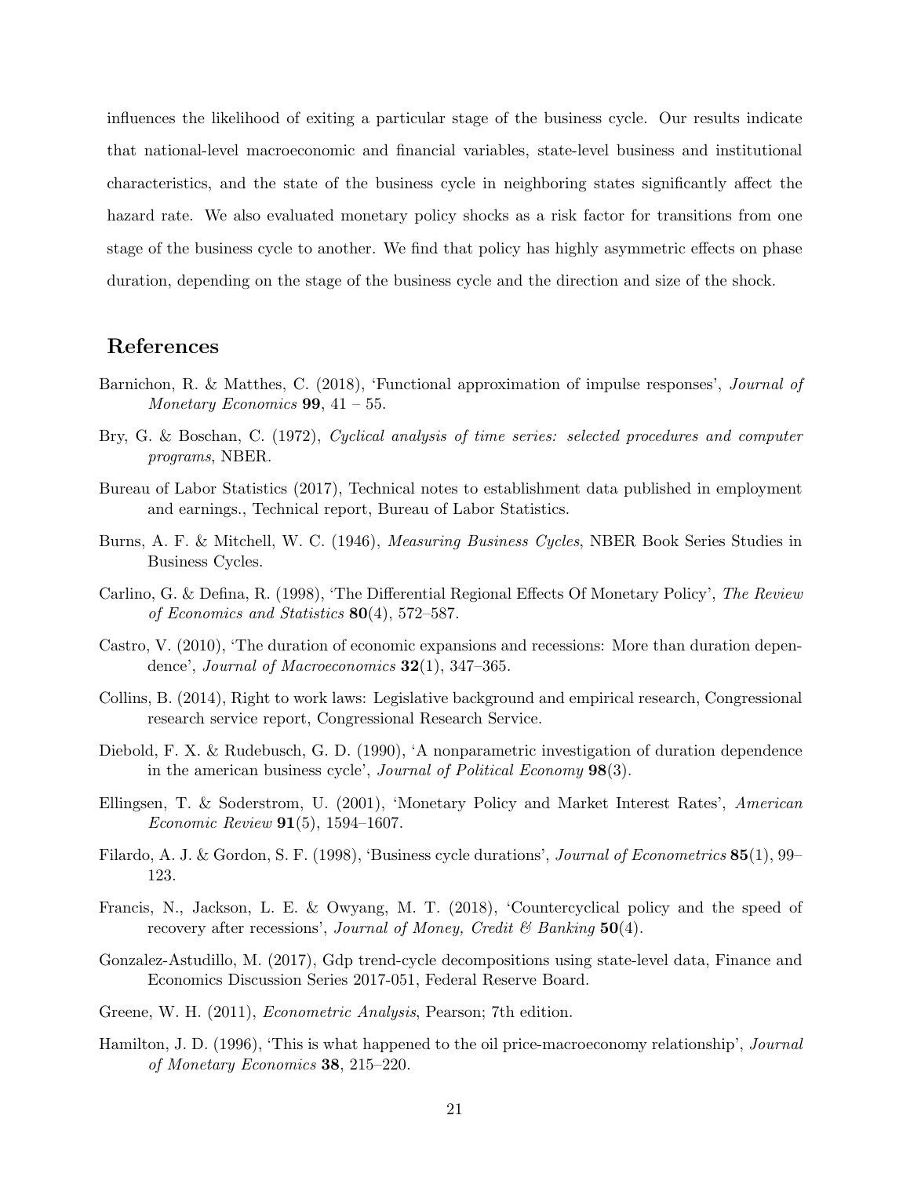influences the likelihood of exiting a particular stage of the business cycle. Our results indicate that national-level macroeconomic and financial variables, state-level business and institutional characteristics, and the state of the business cycle in neighboring states significantly affect the hazard rate. We also evaluated monetary policy shocks as a risk factor for transitions from one stage of the business cycle to another. We find that policy has highly asymmetric effects on phase duration, depending on the stage of the business cycle and the direction and size of the shock.

## References

Barnichon, R. & Matthes, C. (2018), 'Functional approximation of impulse responses', *Journal of Monetary Economics* **99**, 41 – 55.

Bry, G. & Boschan, C. (1972), *Cyclical analysis of time series: selected procedures and computer programs*, NBER.

Bureau of Labor Statistics (2017), Technical notes to establishment data published in employment and earnings., Technical report, Bureau of Labor Statistics.

Burns, A. F. & Mitchell, W. C. (1946), *Measuring Business Cycles*, NBER Book Series Studies in Business Cycles.

Carlino, G. & Defina, R. (1998), 'The Differential Regional Effects Of Monetary Policy', *The Review of Economics and Statistics* **80**(4), 572–587.

Castro, V. (2010), 'The duration of economic expansions and recessions: More than duration dependence', *Journal of Macroeconomics* **32**(1), 347–365.

Collins, B. (2014), Right to work laws: Legislative background and empirical research, Congressional research service report, Congressional Research Service.

Diebold, F. X. & Rudebusch, G. D. (1990), 'A nonparametric investigation of duration dependence in the american business cycle', *Journal of Political Economy* **98**(3).

Ellingsen, T. & Soderstrom, U. (2001), 'Monetary Policy and Market Interest Rates', *American Economic Review* **91**(5), 1594–1607.

Filardo, A. J. & Gordon, S. F. (1998), 'Business cycle durations', *Journal of Econometrics* **85**(1), 99–123.

Francis, N., Jackson, L. E. & Owyang, M. T. (2018), 'Countercyclical policy and the speed of recovery after recessions', *Journal of Money, Credit & Banking* **50**(4).

Gonzalez-Astudillo, M. (2017), Gdp trend-cycle decompositions using state-level data, Finance and Economics Discussion Series 2017-051, Federal Reserve Board.

Greene, W. H. (2011), *Econometric Analysis*, Pearson; 7th edition.

Hamilton, J. D. (1996), 'This is what happened to the oil price-macroeconomy relationship', *Journal of Monetary Economics* **38**, 215–220.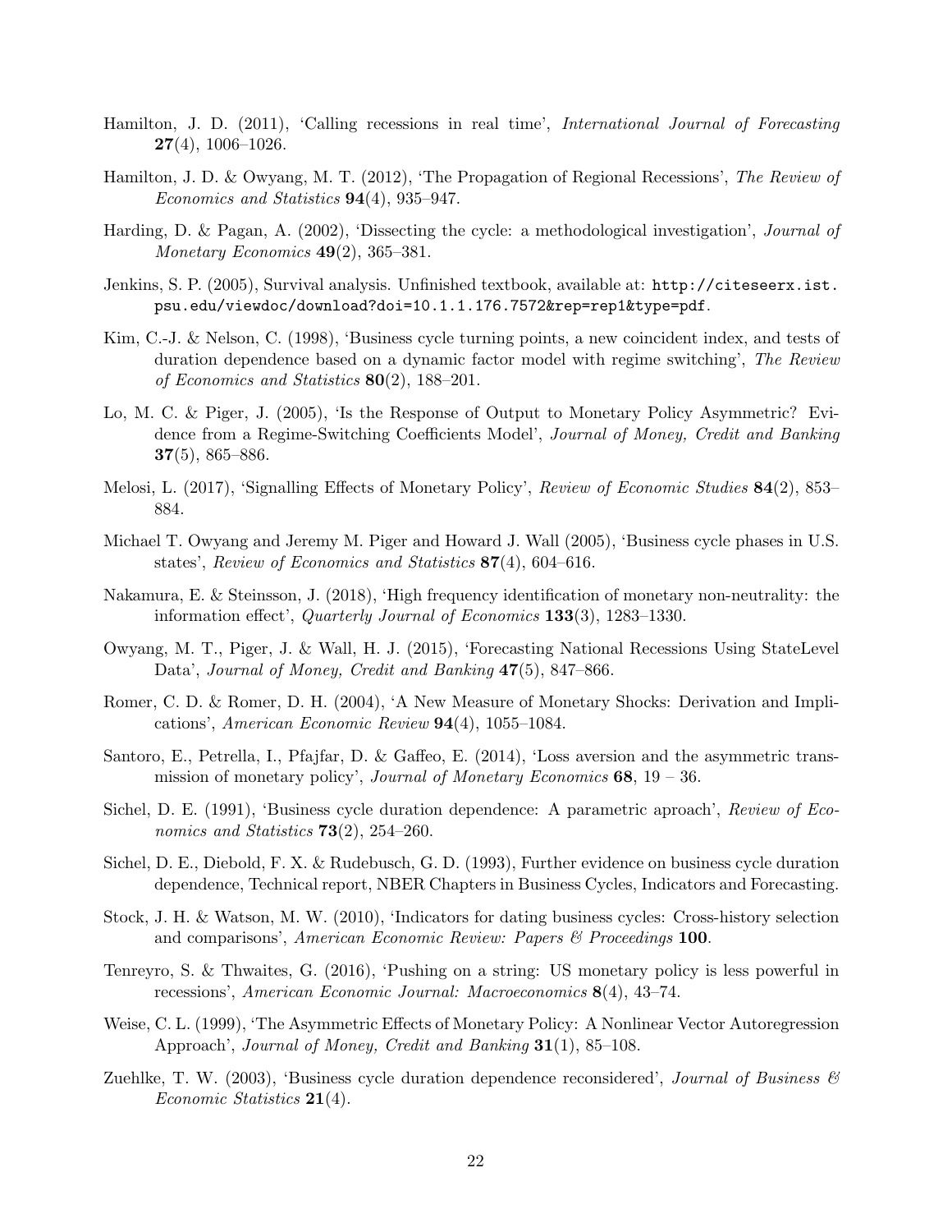Hamilton, J. D. (2011), 'Calling recessions in real time', *International Journal of Forecasting* **27**(4), 1006–1026.

Hamilton, J. D. & Owyang, M. T. (2012), 'The Propagation of Regional Recessions', *The Review of Economics and Statistics* **94**(4), 935–947.

Harding, D. & Pagan, A. (2002), 'Dissecting the cycle: a methodological investigation', *Journal of Monetary Economics* **49**(2), 365–381.

Jenkins, S. P. (2005), Survival analysis. Unfinished textbook, available at: `http://citeseerx.ist.psu.edu/viewdoc/download?doi=10.1.1.176.7572&rep=rep1&type=pdf`.

Kim, C.-J. & Nelson, C. (1998), 'Business cycle turning points, a new coincident index, and tests of duration dependence based on a dynamic factor model with regime switching', *The Review of Economics and Statistics* **80**(2), 188–201.

Lo, M. C. & Piger, J. (2005), 'Is the Response of Output to Monetary Policy Asymmetric? Evidence from a Regime-Switching Coefficients Model', *Journal of Money, Credit and Banking* **37**(5), 865–886.

Melosi, L. (2017), 'Signalling Effects of Monetary Policy', *Review of Economic Studies* **84**(2), 853–884.

Michael T. Owyang and Jeremy M. Piger and Howard J. Wall (2005), 'Business cycle phases in U.S. states', *Review of Economics and Statistics* **87**(4), 604–616.

Nakamura, E. & Steinsson, J. (2018), 'High frequency identification of monetary non-neutrality: the information effect', *Quarterly Journal of Economics* **133**(3), 1283–1330.

Owyang, M. T., Piger, J. & Wall, H. J. (2015), 'Forecasting National Recessions Using StateLevel Data', *Journal of Money, Credit and Banking* **47**(5), 847–866.

Romer, C. D. & Romer, D. H. (2004), 'A New Measure of Monetary Shocks: Derivation and Implications', *American Economic Review* **94**(4), 1055–1084.

Santoro, E., Petrella, I., Pfajfar, D. & Gaffeo, E. (2014), 'Loss aversion and the asymmetric transmission of monetary policy', *Journal of Monetary Economics* **68**, 19 – 36.

Sichel, D. E. (1991), 'Business cycle duration dependence: A parametric aproach', *Review of Economics and Statistics* **73**(2), 254–260.

Sichel, D. E., Diebold, F. X. & Rudebusch, G. D. (1993), Further evidence on business cycle duration dependence, Technical report, NBER Chapters in Business Cycles, Indicators and Forecasting.

Stock, J. H. & Watson, M. W. (2010), 'Indicators for dating business cycles: Cross-history selection and comparisons', *American Economic Review: Papers & Proceedings* **100**.

Tenreyro, S. & Thwaites, G. (2016), 'Pushing on a string: US monetary policy is less powerful in recessions', *American Economic Journal: Macroeconomics* **8**(4), 43–74.

Weise, C. L. (1999), 'The Asymmetric Effects of Monetary Policy: A Nonlinear Vector Autoregression Approach', *Journal of Money, Credit and Banking* **31**(1), 85–108.

Zuehlke, T. W. (2003), 'Business cycle duration dependence reconsidered', *Journal of Business & Economic Statistics* **21**(4).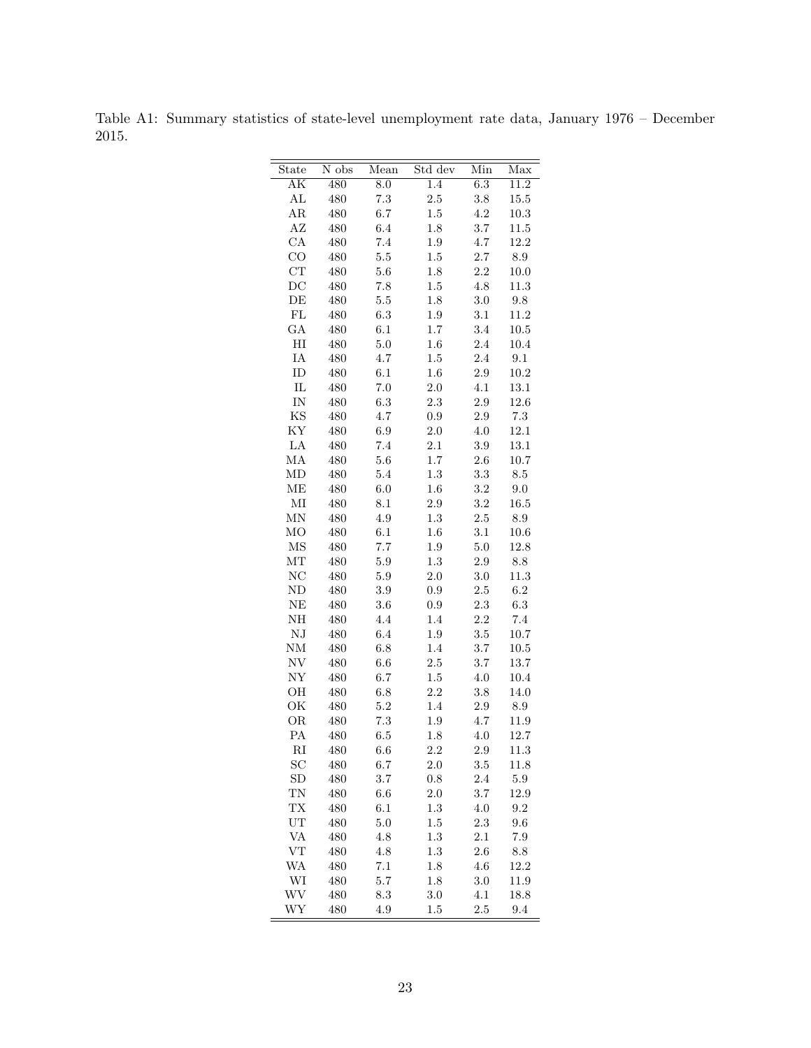Table A1: Summary statistics of state-level unemployment rate data, January 1976 – December 2015.

| State | N obs | Mean | Std dev | Min | Max |
|---|---|---|---|---|---|
| AK | 480 | 8.0 | 1.4 | 6.3 | 11.2 |
| AL | 480 | 7.3 | 2.5 | 3.8 | 15.5 |
| AR | 480 | 6.7 | 1.5 | 4.2 | 10.3 |
| AZ | 480 | 6.4 | 1.8 | 3.7 | 11.5 |
| CA | 480 | 7.4 | 1.9 | 4.7 | 12.2 |
| CO | 480 | 5.5 | 1.5 | 2.7 | 8.9 |
| CT | 480 | 5.6 | 1.8 | 2.2 | 10.0 |
| DC | 480 | 7.8 | 1.5 | 4.8 | 11.3 |
| DE | 480 | 5.5 | 1.8 | 3.0 | 9.8 |
| FL | 480 | 6.3 | 1.9 | 3.1 | 11.2 |
| GA | 480 | 6.1 | 1.7 | 3.4 | 10.5 |
| HI | 480 | 5.0 | 1.6 | 2.4 | 10.4 |
| IA | 480 | 4.7 | 1.5 | 2.4 | 9.1 |
| ID | 480 | 6.1 | 1.6 | 2.9 | 10.2 |
| IL | 480 | 7.0 | 2.0 | 4.1 | 13.1 |
| IN | 480 | 6.3 | 2.3 | 2.9 | 12.6 |
| KS | 480 | 4.7 | 0.9 | 2.9 | 7.3 |
| KY | 480 | 6.9 | 2.0 | 4.0 | 12.1 |
| LA | 480 | 7.4 | 2.1 | 3.9 | 13.1 |
| MA | 480 | 5.6 | 1.7 | 2.6 | 10.7 |
| MD | 480 | 5.4 | 1.3 | 3.3 | 8.5 |
| ME | 480 | 6.0 | 1.6 | 3.2 | 9.0 |
| MI | 480 | 8.1 | 2.9 | 3.2 | 16.5 |
| MN | 480 | 4.9 | 1.3 | 2.5 | 8.9 |
| MO | 480 | 6.1 | 1.6 | 3.1 | 10.6 |
| MS | 480 | 7.7 | 1.9 | 5.0 | 12.8 |
| MT | 480 | 5.9 | 1.3 | 2.9 | 8.8 |
| NC | 480 | 5.9 | 2.0 | 3.0 | 11.3 |
| ND | 480 | 3.9 | 0.9 | 2.5 | 6.2 |
| NE | 480 | 3.6 | 0.9 | 2.3 | 6.3 |
| NH | 480 | 4.4 | 1.4 | 2.2 | 7.4 |
| NJ | 480 | 6.4 | 1.9 | 3.5 | 10.7 |
| NM | 480 | 6.8 | 1.4 | 3.7 | 10.5 |
| NV | 480 | 6.6 | 2.5 | 3.7 | 13.7 |
| NY | 480 | 6.7 | 1.5 | 4.0 | 10.4 |
| OH | 480 | 6.8 | 2.2 | 3.8 | 14.0 |
| OK | 480 | 5.2 | 1.4 | 2.9 | 8.9 |
| OR | 480 | 7.3 | 1.9 | 4.7 | 11.9 |
| PA | 480 | 6.5 | 1.8 | 4.0 | 12.7 |
| RI | 480 | 6.6 | 2.2 | 2.9 | 11.3 |
| SC | 480 | 6.7 | 2.0 | 3.5 | 11.8 |
| SD | 480 | 3.7 | 0.8 | 2.4 | 5.9 |
| TN | 480 | 6.6 | 2.0 | 3.7 | 12.9 |
| TX | 480 | 6.1 | 1.3 | 4.0 | 9.2 |
| UT | 480 | 5.0 | 1.5 | 2.3 | 9.6 |
| VA | 480 | 4.8 | 1.3 | 2.1 | 7.9 |
| VT | 480 | 4.8 | 1.3 | 2.6 | 8.8 |
| WA | 480 | 7.1 | 1.8 | 4.6 | 12.2 |
| WI | 480 | 5.7 | 1.8 | 3.0 | 11.9 |
| WV | 480 | 8.3 | 3.0 | 4.1 | 18.8 |
| WY | 480 | 4.9 | 1.5 | 2.5 | 9.4 |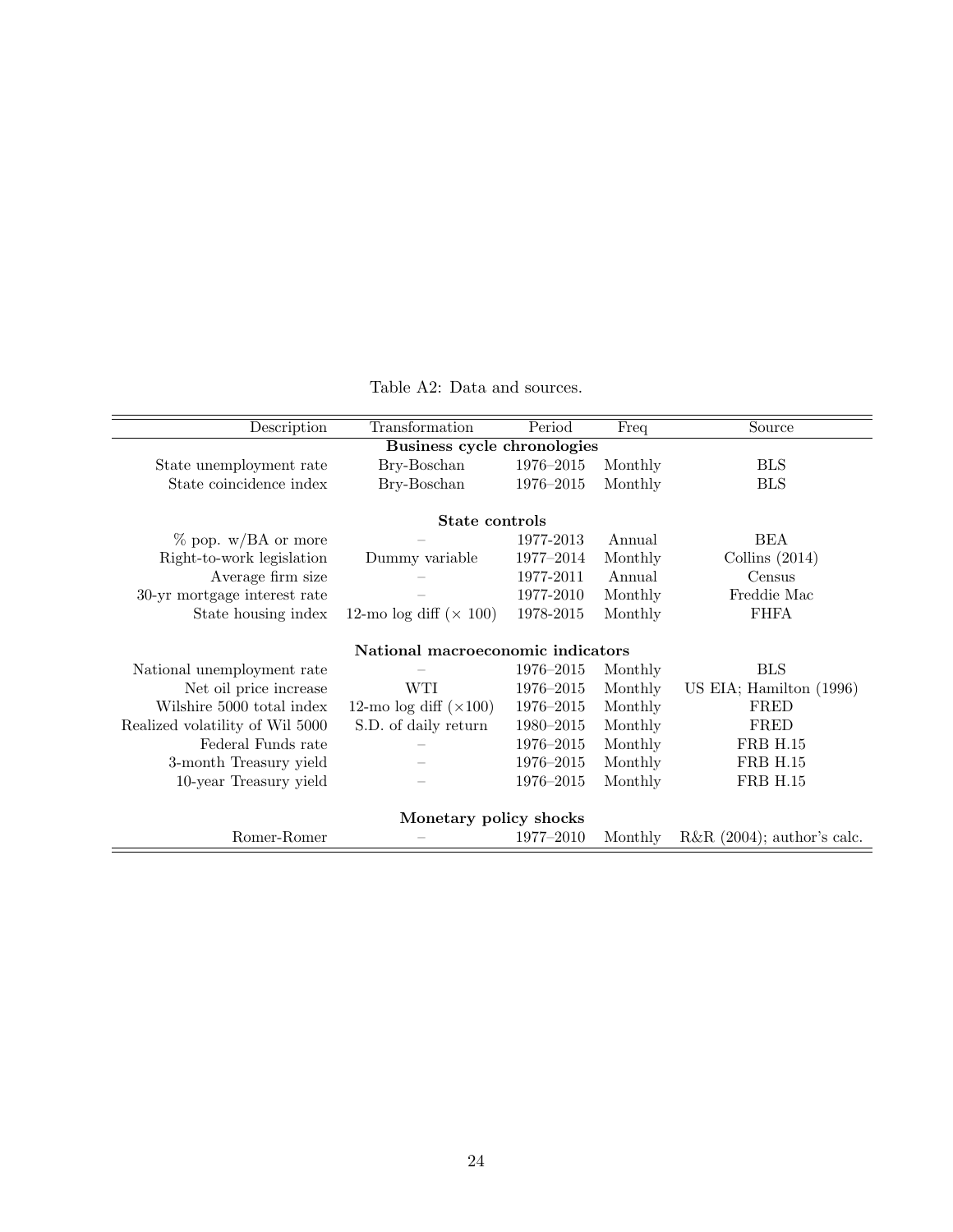Table A2: Data and sources.

| Description | Transformation | Period | Freq | Source |
|---|---|---|---|---|
| **Business cycle chronologies** | | | | |
| State unemployment rate | Bry-Boschan | 1976–2015 | Monthly | BLS |
| State coincidence index | Bry-Boschan | 1976–2015 | Monthly | BLS |
| **State controls** | | | | |
| % pop. w/BA or more | – | 1977-2013 | Annual | BEA |
| Right-to-work legislation | Dummy variable | 1977–2014 | Monthly | Collins (2014) |
| Average firm size | – | 1977-2011 | Annual | Census |
| 30-yr mortgage interest rate | – | 1977-2010 | Monthly | Freddie Mac |
| State housing index | 12-mo log diff ($\times$ 100) | 1978-2015 | Monthly | FHFA |
| **National macroeconomic indicators** | | | | |
| National unemployment rate | – | 1976–2015 | Monthly | BLS |
| Net oil price increase | WTI | 1976–2015 | Monthly | US EIA; Hamilton (1996) |
| Wilshire 5000 total index | 12-mo log diff ($\times$100) | 1976–2015 | Monthly | FRED |
| Realized volatility of Wil 5000 | S.D. of daily return | 1980–2015 | Monthly | FRED |
| Federal Funds rate | – | 1976–2015 | Monthly | FRB H.15 |
| 3-month Treasury yield | – | 1976–2015 | Monthly | FRB H.15 |
| 10-year Treasury yield | – | 1976–2015 | Monthly | FRB H.15 |
| **Monetary policy shocks** | | | | |
| Romer-Romer | – | 1977–2010 | Monthly | R&R (2004); author's calc. |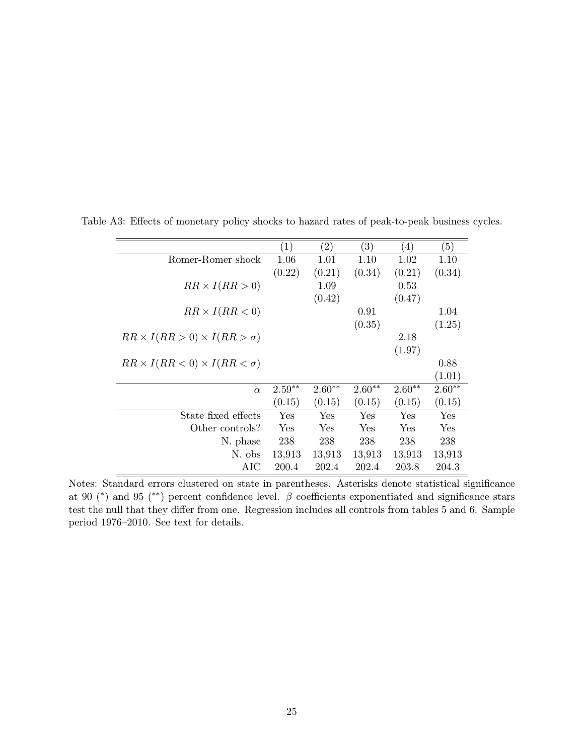Table A3: Effects of monetary policy shocks to hazard rates of peak-to-peak business cycles.

| | (1) | (2) | (3) | (4) | (5) |
|---|---|---|---|---|---|
| Romer-Romer shock | 1.06 | 1.01 | 1.10 | 1.02 | 1.10 |
| | (0.22) | (0.21) | (0.34) | (0.21) | (0.34) |
| $RR \times I(RR > 0)$ | | 1.09 | | 0.53 | |
| | | (0.42) | | (0.47) | |
| $RR \times I(RR < 0)$ | | | 0.91 | | 1.04 |
| | | | (0.35) | | (1.25) |
| $RR \times I(RR > 0) \times I(RR > \sigma)$ | | | | 2.18 | |
| | | | | (1.97) | |
| $RR \times I(RR < 0) \times I(RR < \sigma)$ | | | | | 0.88 |
| | | | | | (1.01) |
| $\alpha$ | $2.59^{**}$ | $2.60^{**}$ | $2.60^{**}$ | $2.60^{**}$ | $2.60^{**}$ |
| | (0.15) | (0.15) | (0.15) | (0.15) | (0.15) |
| State fixed effects | Yes | Yes | Yes | Yes | Yes |
| Other controls? | Yes | Yes | Yes | Yes | Yes |
| N. phase | 238 | 238 | 238 | 238 | 238 |
| N. obs | 13,913 | 13,913 | 13,913 | 13,913 | 13,913 |
| AIC | 200.4 | 202.4 | 202.4 | 203.8 | 204.3 |

Notes: Standard errors clustered on state in parentheses. Asterisks denote statistical significance at 90 (*) and 95 (**) percent confidence level. $\beta$ coefficients exponentiated and significance stars test the null that they differ from one. Regression includes all controls from tables 5 and 6. Sample period 1976–2010. See text for details.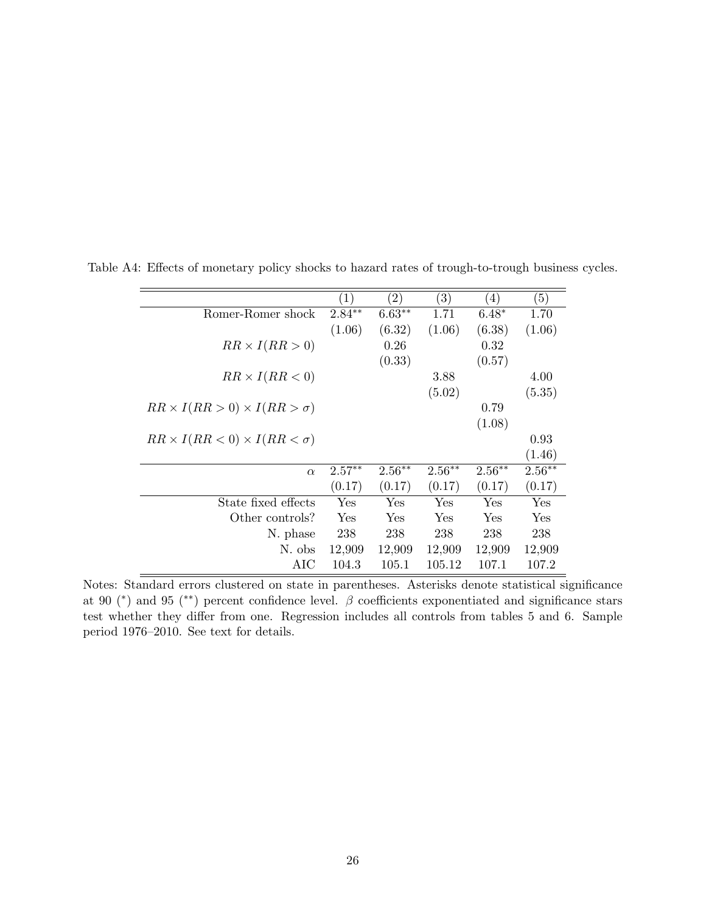Table A4: Effects of monetary policy shocks to hazard rates of trough-to-trough business cycles.

| | (1) | (2) | (3) | (4) | (5) |
|---|---|---|---|---|---|
| Romer-Romer shock | $2.84^{**}$ | $6.63^{**}$ | 1.71 | $6.48^{*}$ | 1.70 |
| | (1.06) | (6.32) | (1.06) | (6.38) | (1.06) |
| $RR \times I(RR > 0)$ | | 0.26 | | 0.32 | |
| | | (0.33) | | (0.57) | |
| $RR \times I(RR < 0)$ | | | 3.88 | | 4.00 |
| | | | (5.02) | | (5.35) |
| $RR \times I(RR > 0) \times I(RR > \sigma)$ | | | | 0.79 | |
| | | | | (1.08) | |
| $RR \times I(RR < 0) \times I(RR < \sigma)$ | | | | | 0.93 |
| | | | | | (1.46) |
| $\alpha$ | $2.57^{**}$ | $2.56^{**}$ | $2.56^{**}$ | $2.56^{**}$ | $2.56^{**}$ |
| | (0.17) | (0.17) | (0.17) | (0.17) | (0.17) |
| State fixed effects | Yes | Yes | Yes | Yes | Yes |
| Other controls? | Yes | Yes | Yes | Yes | Yes |
| N. phase | 238 | 238 | 238 | 238 | 238 |
| N. obs | 12,909 | 12,909 | 12,909 | 12,909 | 12,909 |
| AIC | 104.3 | 105.1 | 105.12 | 107.1 | 107.2 |

Notes: Standard errors clustered on state in parentheses. Asterisks denote statistical significance at 90 (*) and 95 (**) percent confidence level. $\beta$ coefficients exponentiated and significance stars test whether they differ from one. Regression includes all controls from tables 5 and 6. Sample period 1976–2010. See text for details.